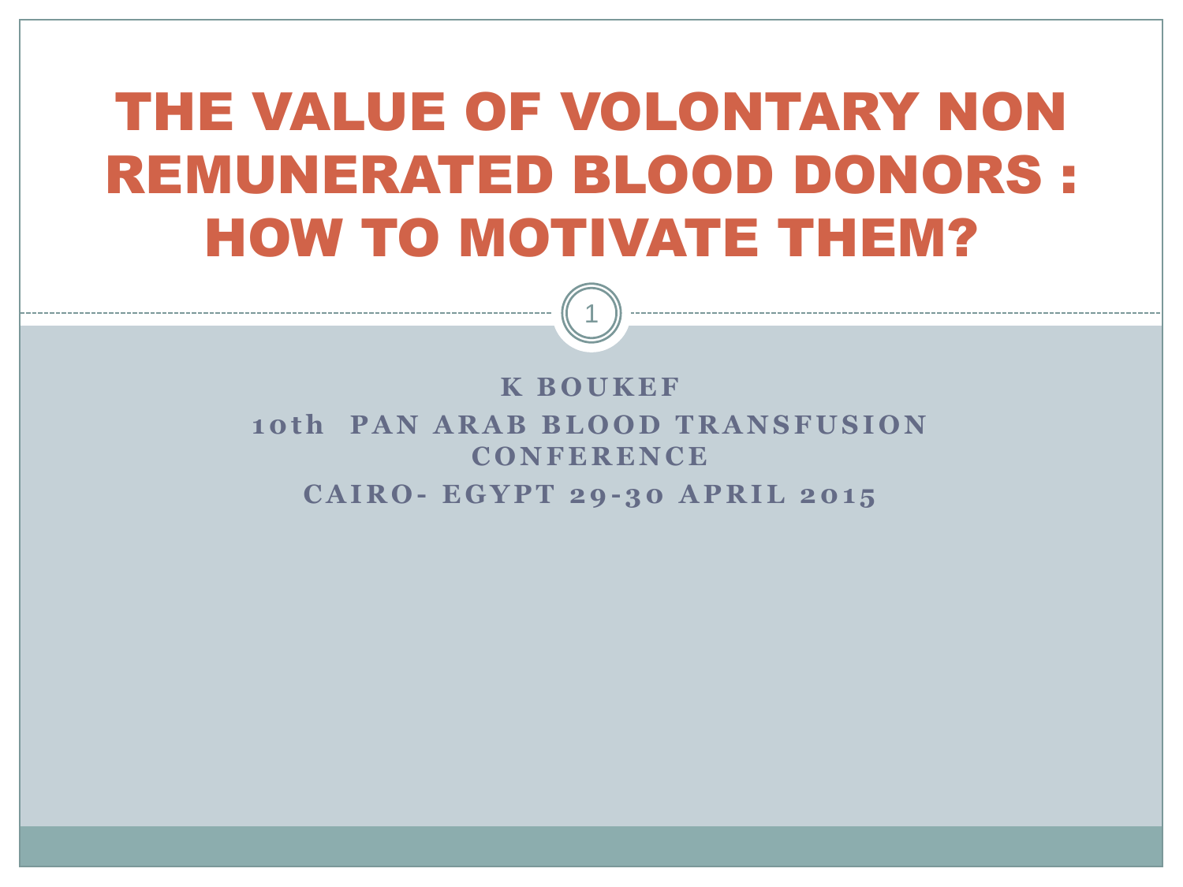# THE VALUE OF VOLONTARY NON REMUNERATED BLOOD DONORS : HOW TO MOTIVATE THEM?

K BOUKEF

10th PAN ARAB BLOOD TRANSFUSION CONFERENCE

CAIRO- EGYPT 29-30 APRIL 2015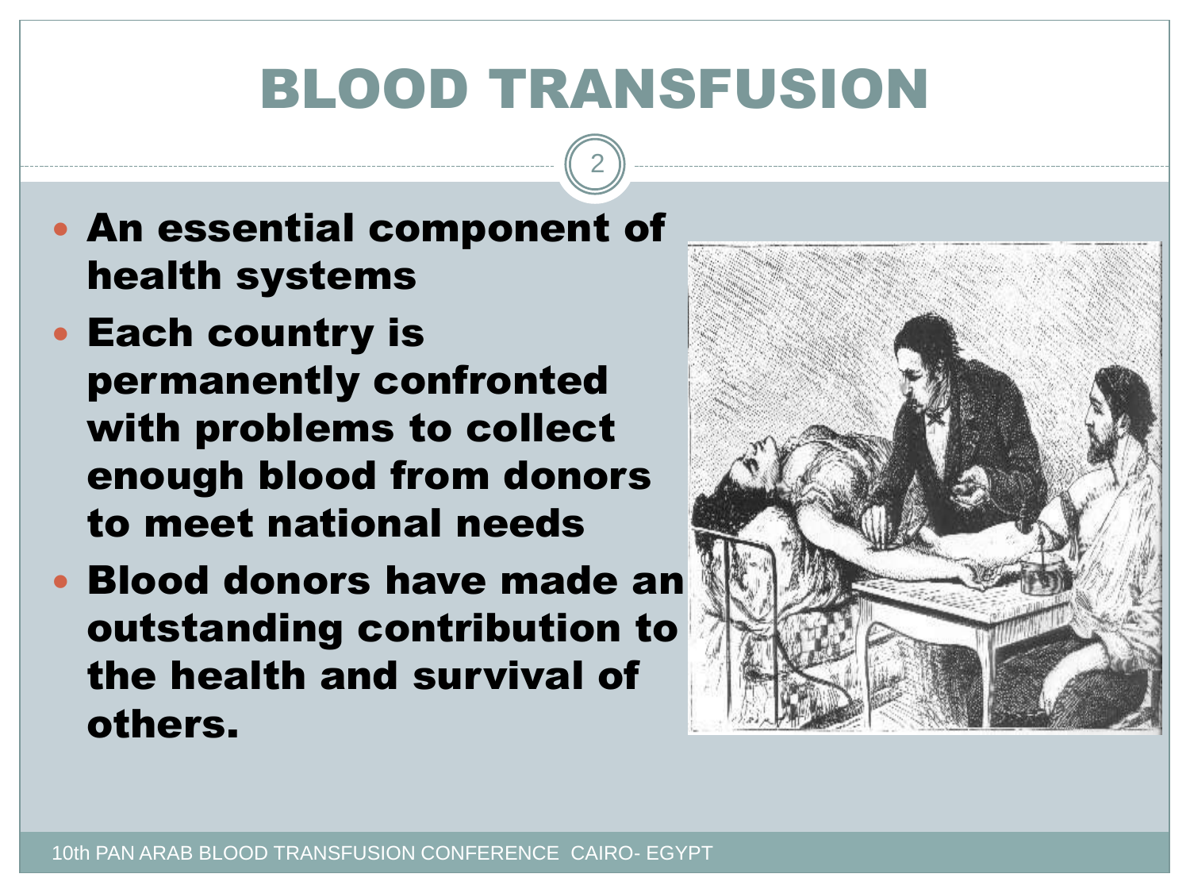# BLOOD TRANSFUSION

- **An essential component of health systems**
- **Each country is permanently confronted with problems to collect enough blood from donors to meet national needs**
- **Blood donors have made an outstanding contribution to the health and survival of others.**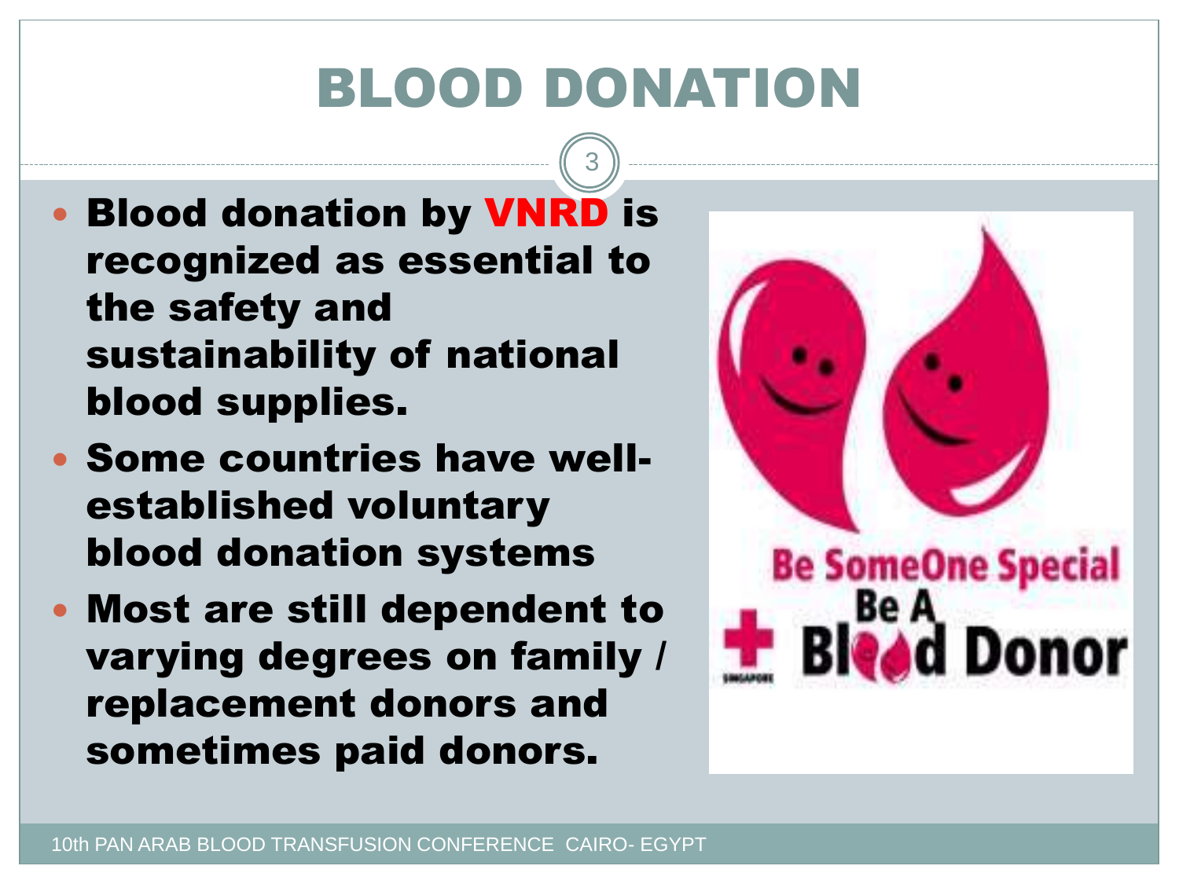# BLOOD DONATION

- **Blood donation by VNRD is recognized as essential to the safety and sustainability of national blood supplies.**
- **Some countries have well-established voluntary blood donation systems**
- **Most are still dependent to varying degrees on family / replacement donors and sometimes paid donors.**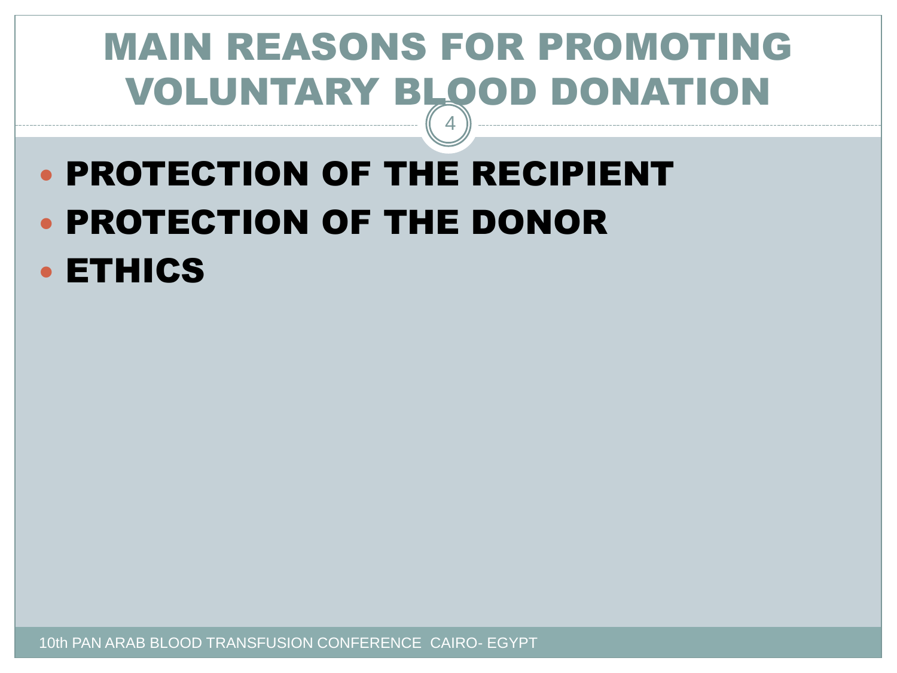# MAIN REASONS FOR PROMOTING VOLUNTARY BLOOD DONATION

- **PROTECTION OF THE RECIPIENT**
- **PROTECTION OF THE DONOR**
- **ETHICS**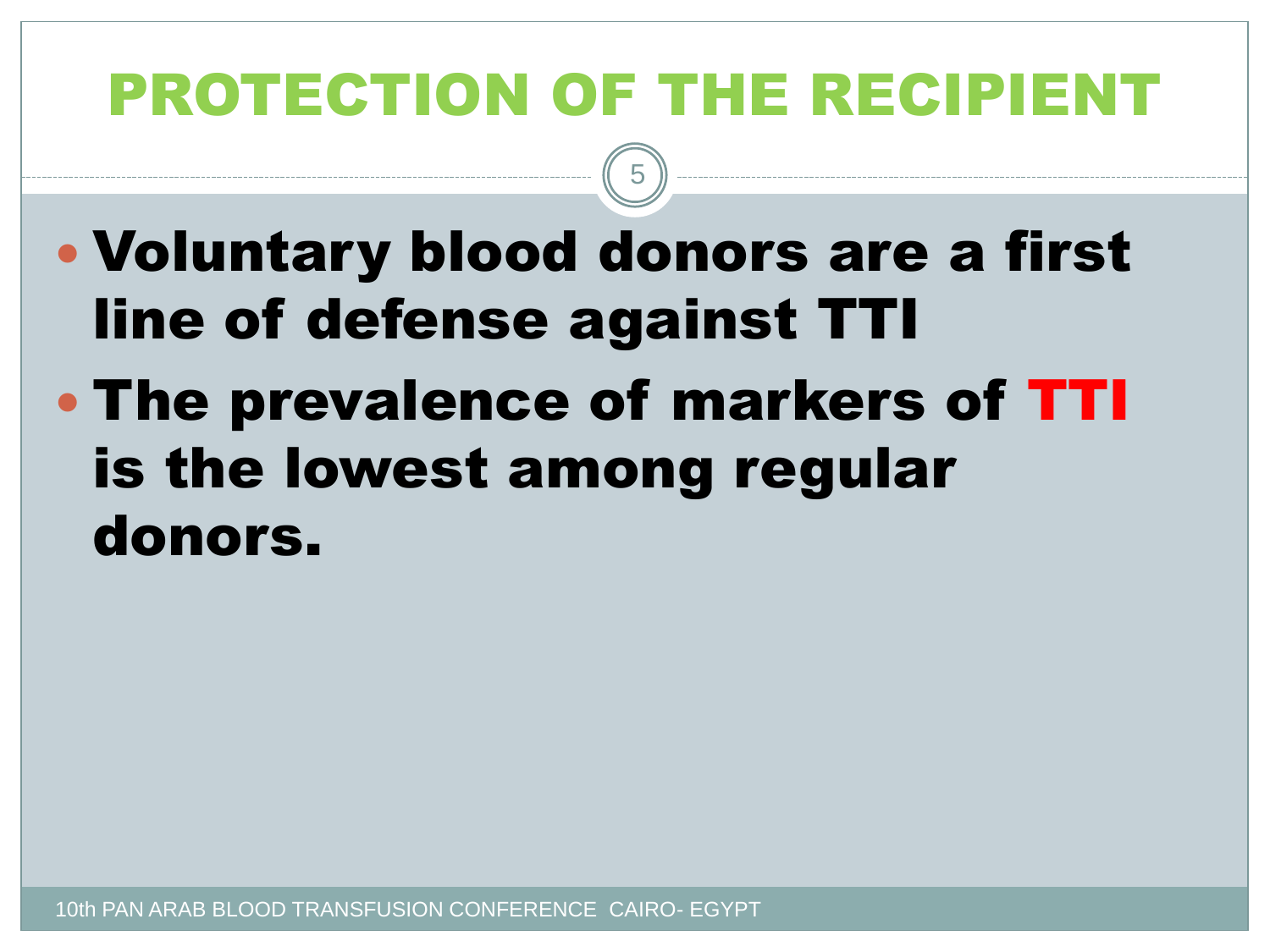# PROTECTION OF THE RECIPIENT

- **Voluntary blood donors are a first line of defense against TTI**
- **The prevalence of markers of TTI is the lowest among regular donors.**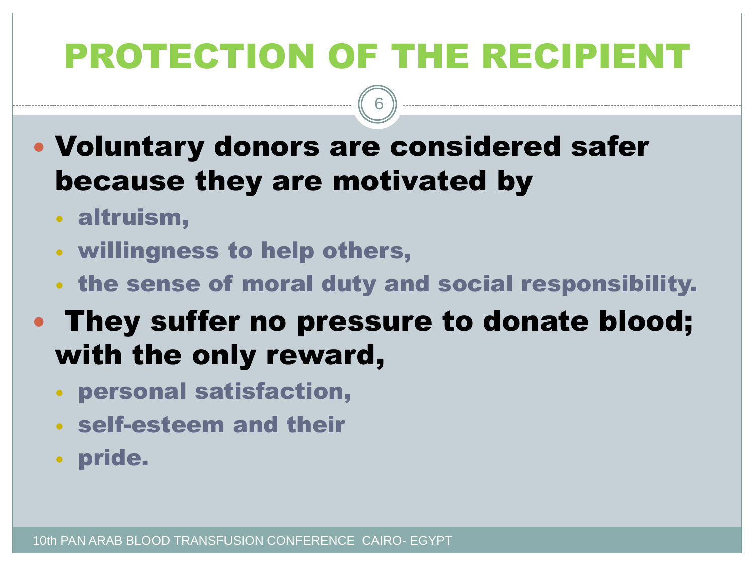# PROTECTION OF THE RECIPIENT

- **Voluntary donors are considered safer because they are motivated by**
  - **altruism,**
  - **willingness to help others,**
  - **the sense of moral duty and social responsibility.**
- **They suffer no pressure to donate blood; with the only reward,**
  - **personal satisfaction,**
  - **self-esteem and their**
  - **pride.**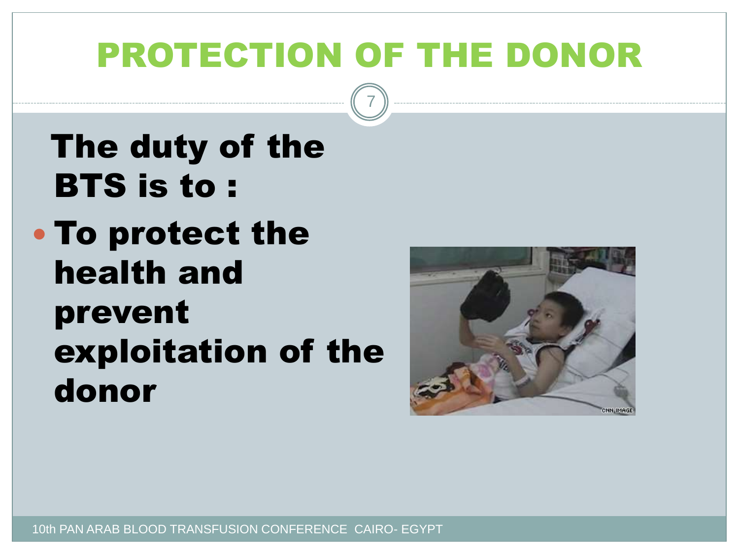# PROTECTION OF THE DONOR

**The duty of the BTS is to :**

- **To protect the health and prevent exploitation of the donor**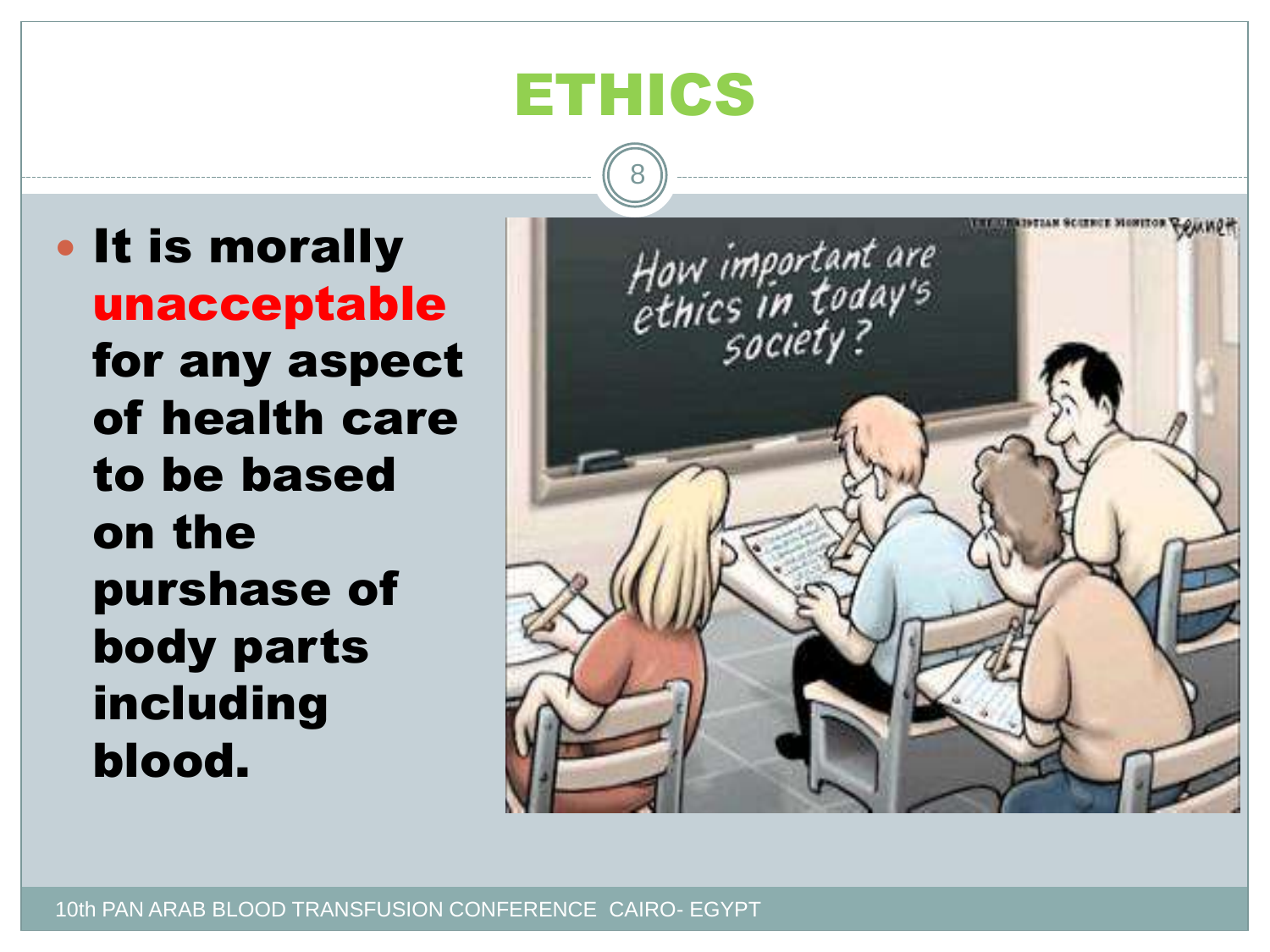# ETHICS

- **It is morally unacceptable for any aspect of health care to be based on the purshase of body parts including blood.**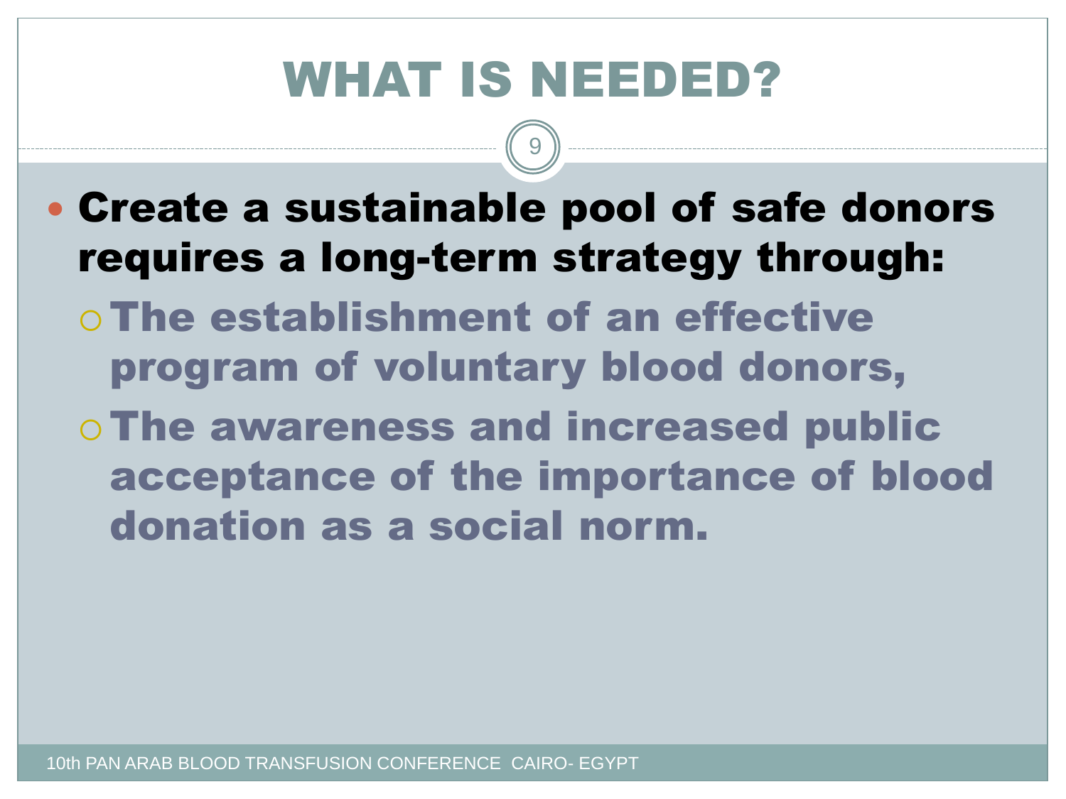# WHAT IS NEEDED?

- **Create a sustainable pool of safe donors requires a long-term strategy through:**
  - **The establishment of an effective program of voluntary blood donors,**
  - **The awareness and increased public acceptance of the importance of blood donation as a social norm.**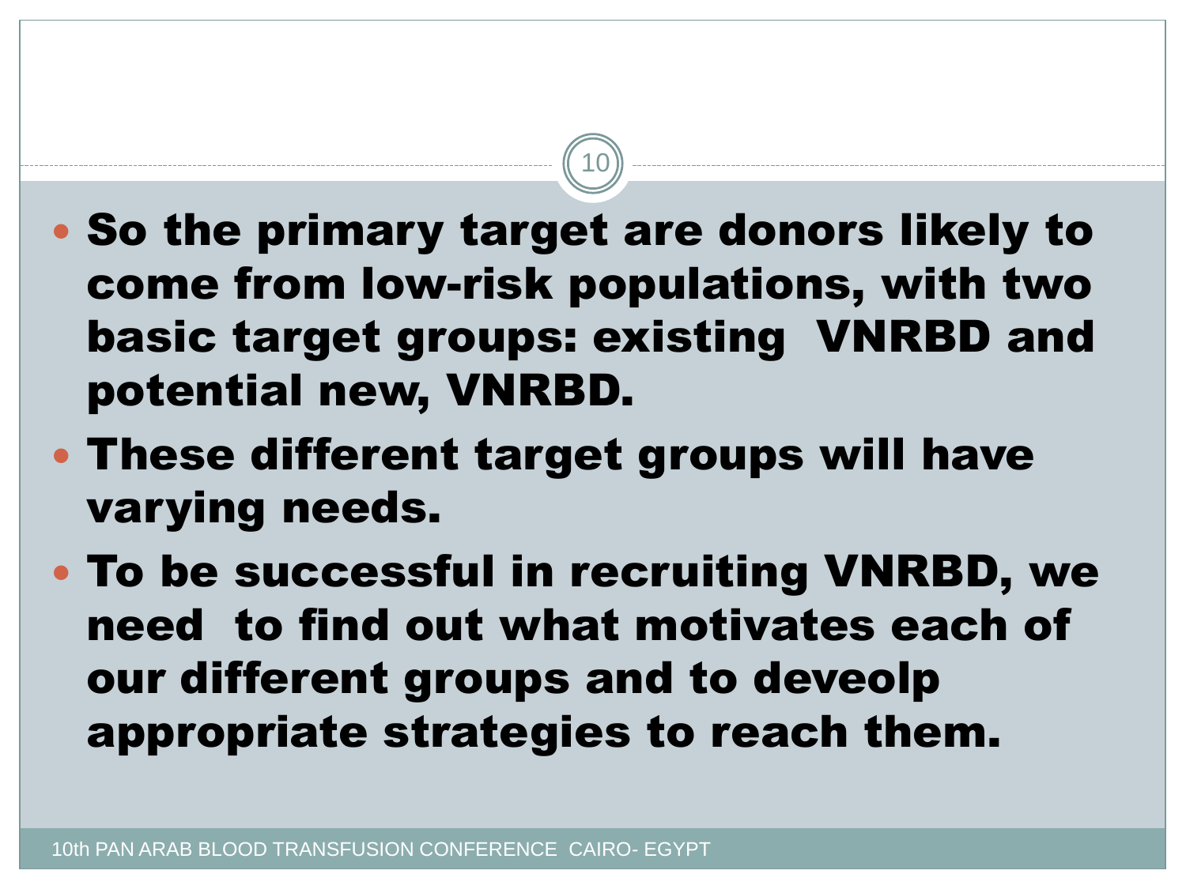- **So the primary target are donors likely to come from low-risk populations, with two basic target groups: existing  VNRBD and potential new, VNRBD.**
- **These different target groups will have varying needs.**
- **To be successful in recruiting VNRBD, we need  to find out what motivates each of our different groups and to deveolp appropriate strategies to reach them.**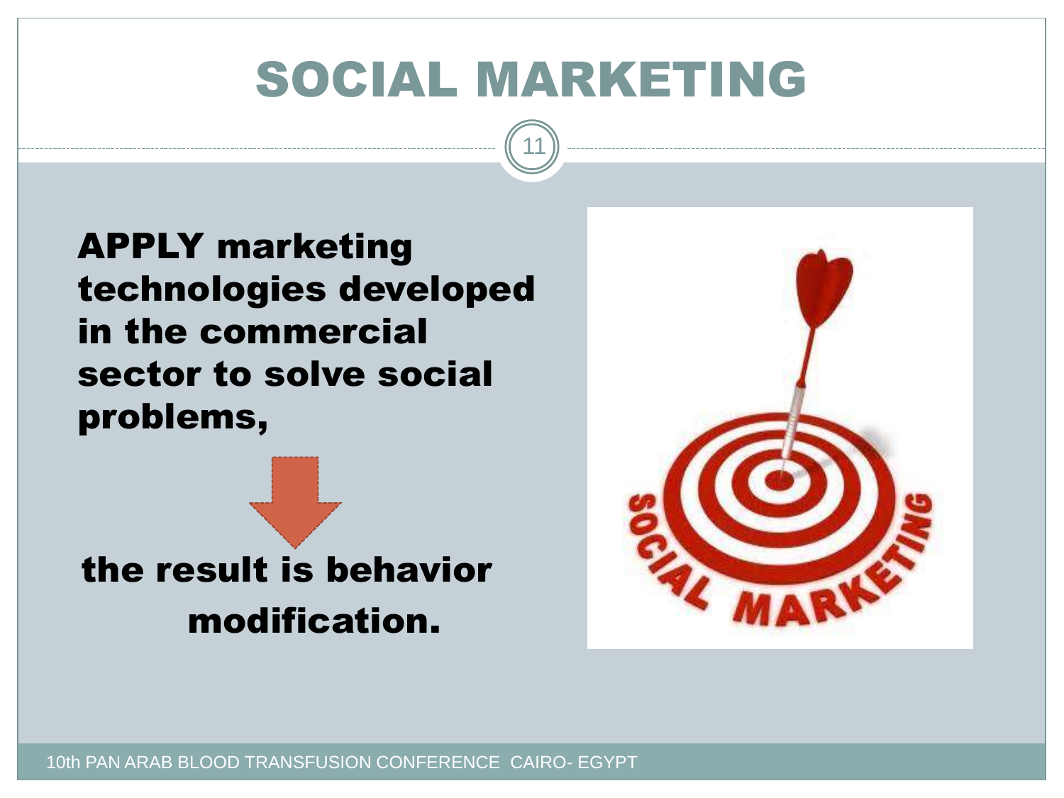# SOCIAL MARKETING

**APPLY marketing technologies developed in the commercial sector to solve social problems,**

**the result is behavior modification.**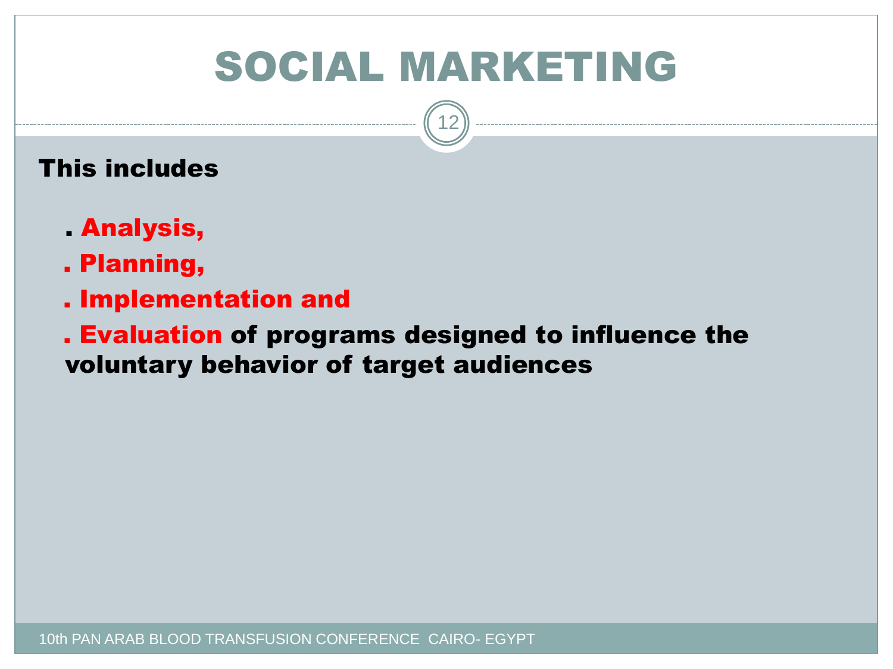# SOCIAL MARKETING

**This includes**

- **Analysis,**
- **Planning,**
- **Implementation and**
- **Evaluation of programs designed to influence the voluntary behavior of target audiences**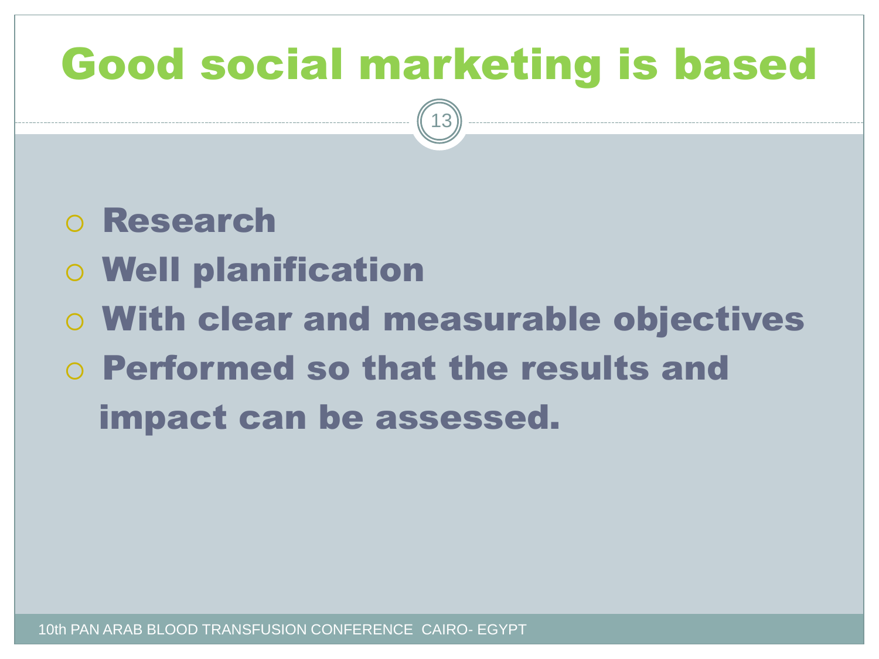# Good social marketing is based

- Research
- Well planification
- With clear and measurable objectives
- Performed so that the results and impact can be assessed.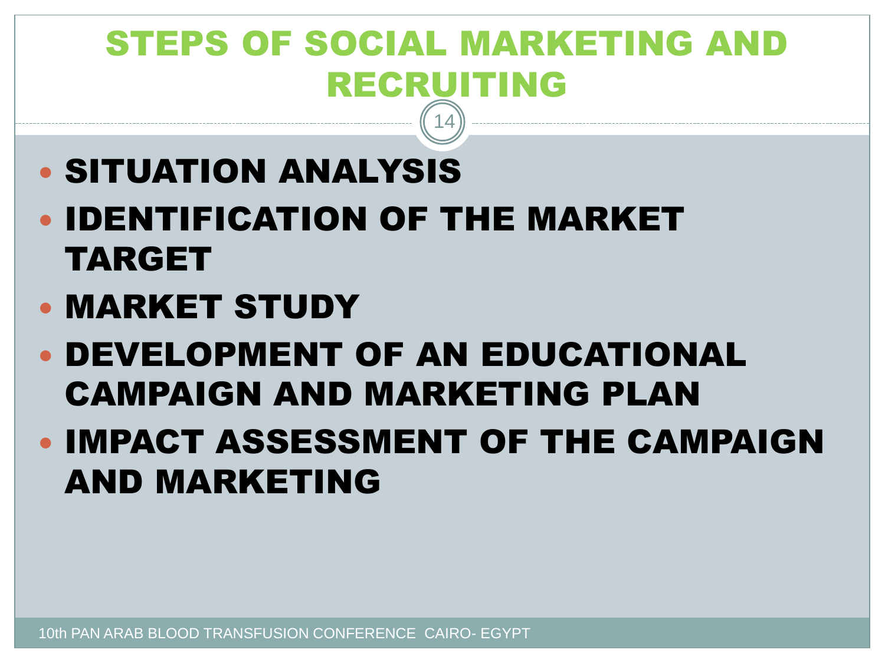# STEPS OF SOCIAL MARKETING AND RECRUITING

- **SITUATION ANALYSIS**
- **IDENTIFICATION OF THE MARKET TARGET**
- **MARKET STUDY**
- **DEVELOPMENT OF AN EDUCATIONAL CAMPAIGN AND MARKETING PLAN**
- **IMPACT ASSESSMENT OF THE CAMPAIGN AND MARKETING**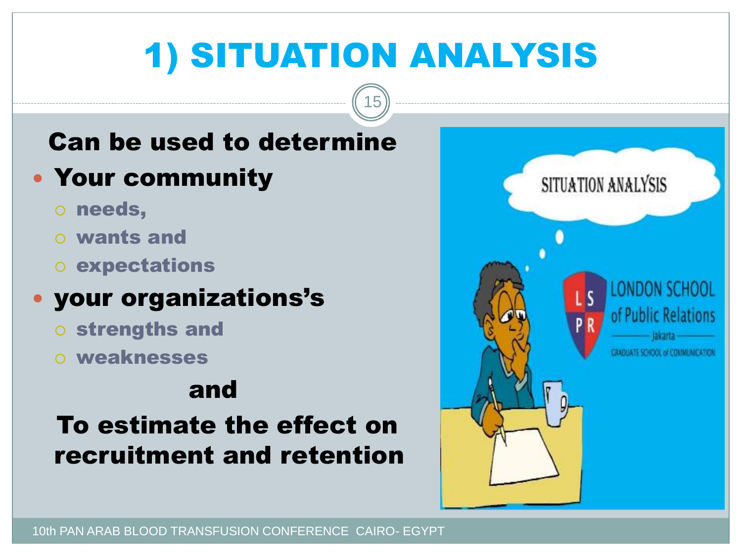# 1) SITUATION ANALYSIS

**Can be used to determine**

- **Your community**
  - **needs,**
  - **wants and**
  - **expectations**
- **your organizations's**
  - **strengths and**
  - **weaknesses**

**and**

**To estimate the effect on recruitment and retention**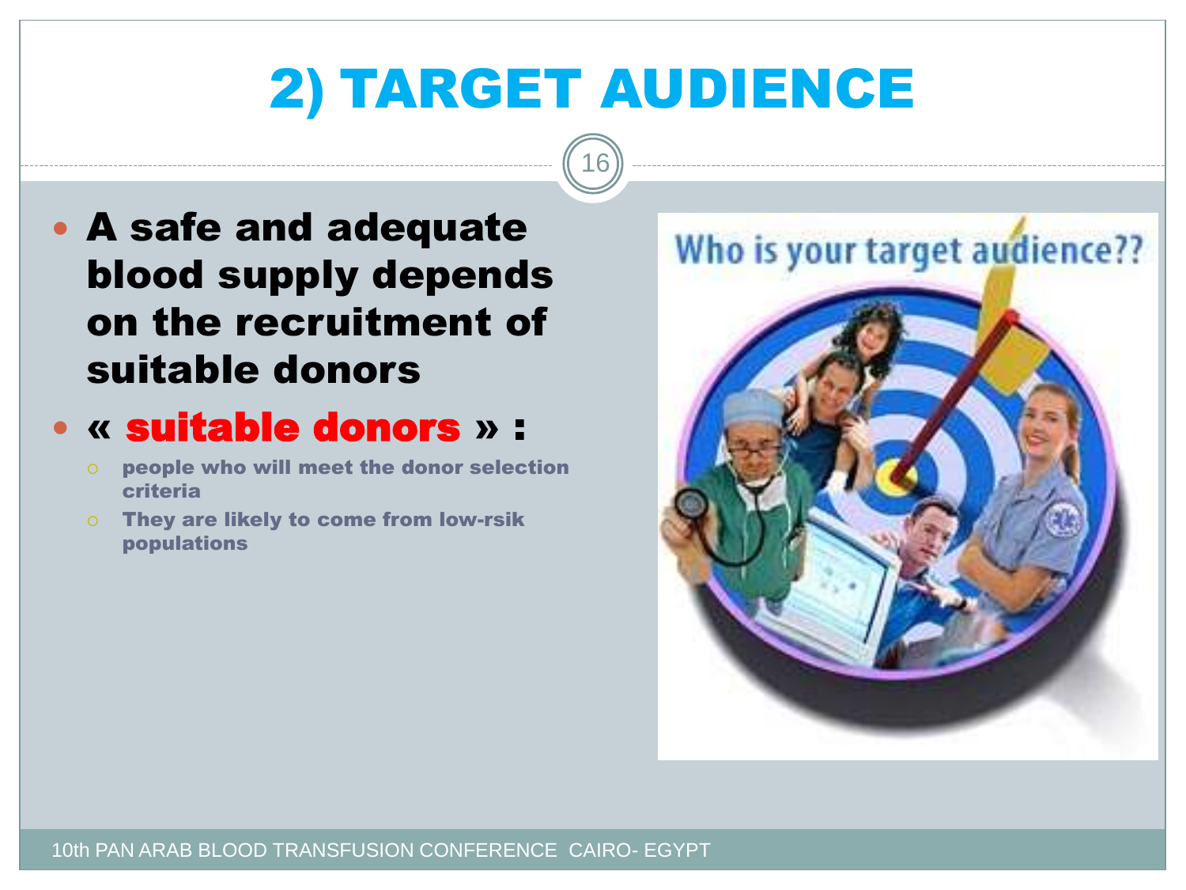# 2) TARGET AUDIENCE

- **A safe and adequate blood supply depends on the recruitment of suitable donors**
- **« suitable donors » :**
  - **people who will meet the donor selection criteria**
  - **They are likely to come from low-rsik populations**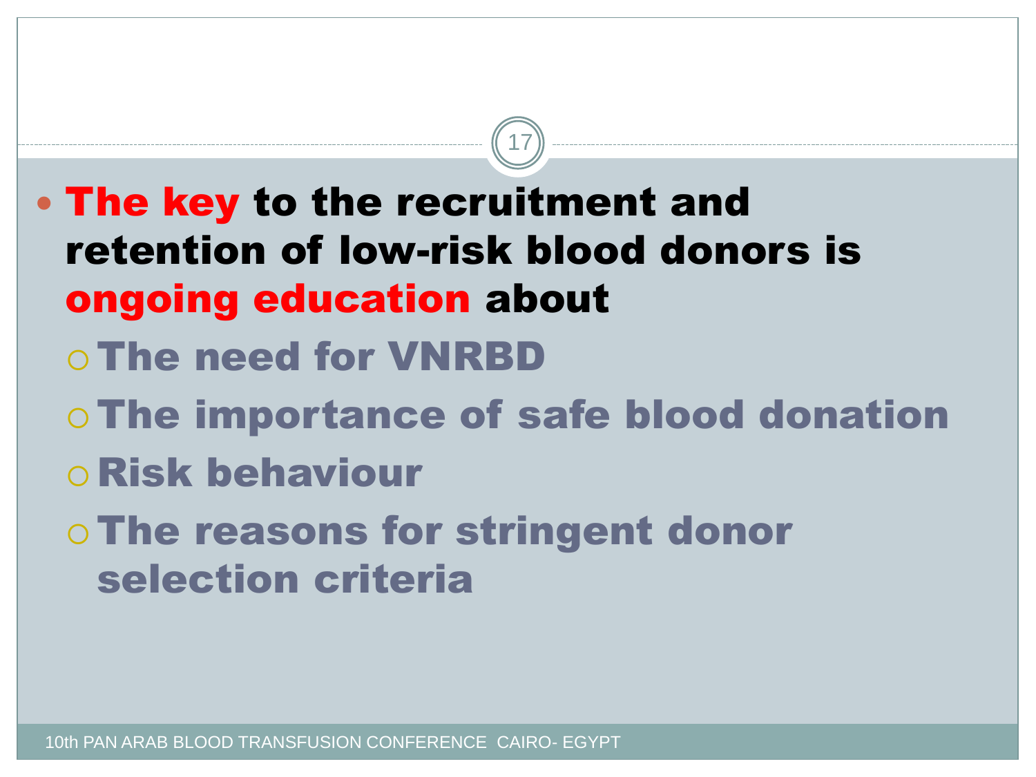- **The key to the recruitment and retention of low-risk blood donors is ongoing education about**
  - **The need for VNRBD**
  - **The importance of safe blood donation**
  - **Risk behaviour**
  - **The reasons for stringent donor selection criteria**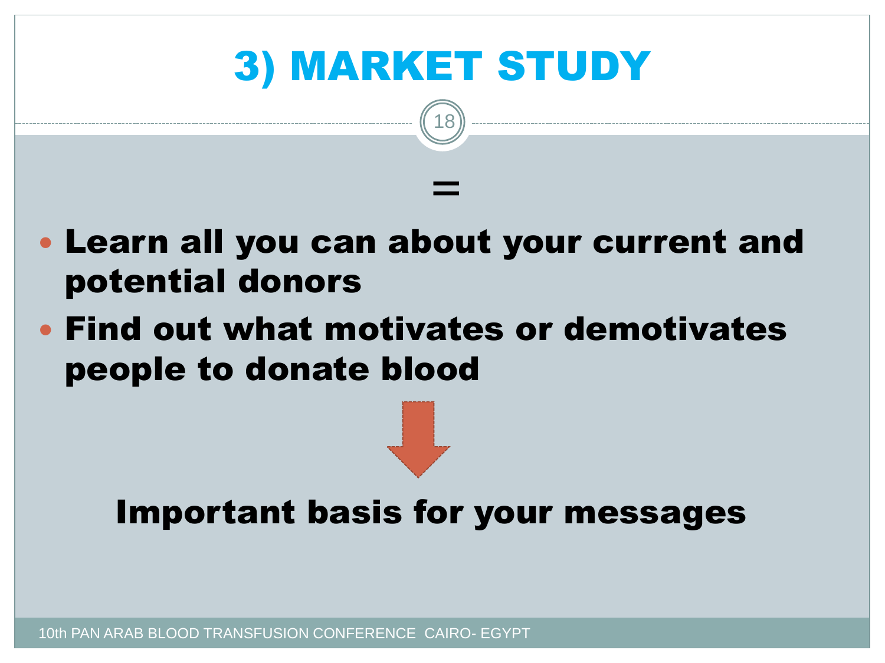# 3) MARKET STUDY

=

- **Learn all you can about your current and potential donors**
- **Find out what motivates or demotivates people to donate blood**

↓

**Important basis for your messages**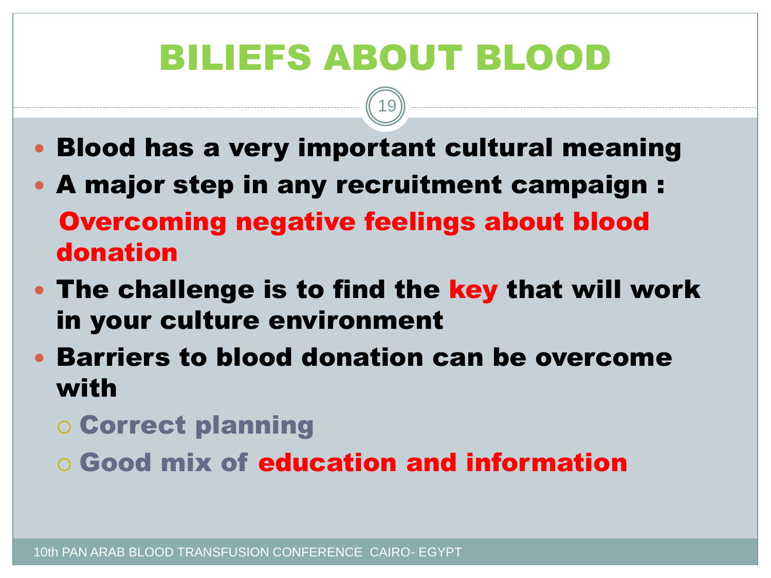# BILIEFS ABOUT BLOOD

- **Blood has a very important cultural meaning**
- **A major step in any recruitment campaign :**

  **Overcoming negative feelings about blood donation**
- **The challenge is to find the key that will work in your culture environment**
- **Barriers to blood donation can be overcome with**
  - **Correct planning**
  - **Good mix of education and information**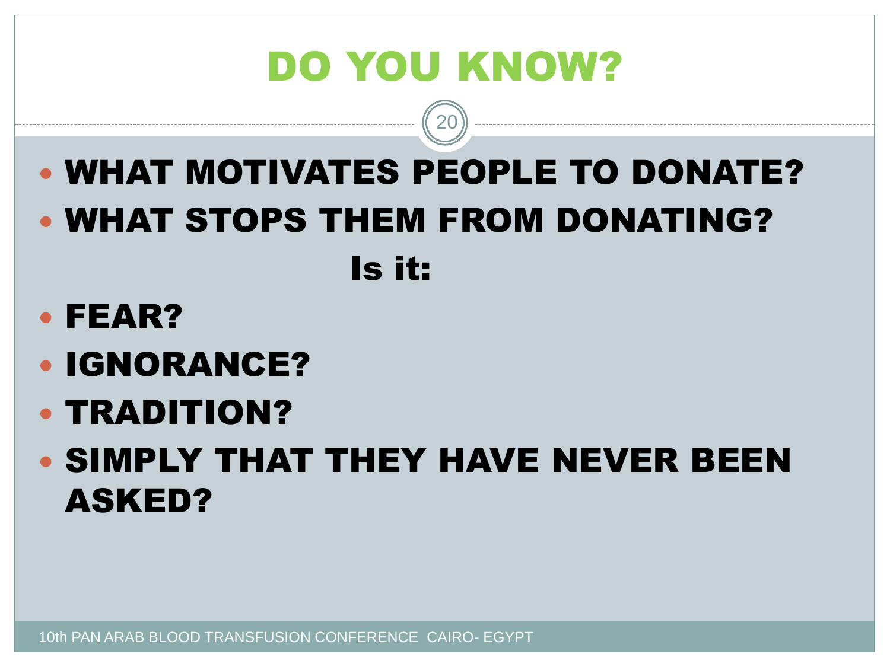# DO YOU KNOW?

- WHAT MOTIVATES PEOPLE TO DONATE?
- WHAT STOPS THEM FROM DONATING?

**Is it:**

- FEAR?
- IGNORANCE?
- TRADITION?
- SIMPLY THAT THEY HAVE NEVER BEEN ASKED?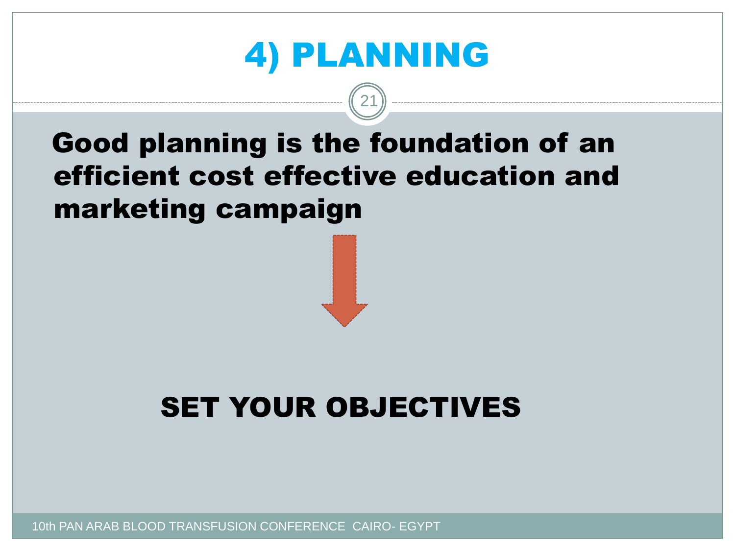# 4) PLANNING

**Good planning is the foundation of an efficient cost effective education and marketing campaign**

**SET YOUR OBJECTIVES**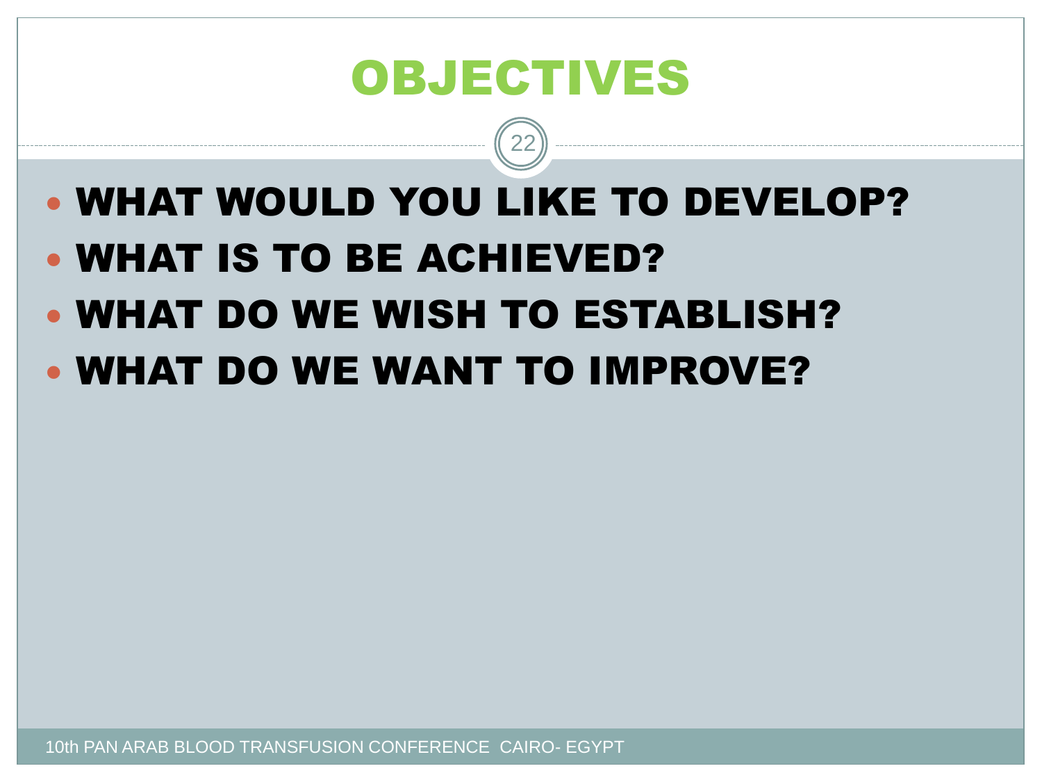# OBJECTIVES

- **WHAT WOULD YOU LIKE TO DEVELOP?**
- **WHAT IS TO BE ACHIEVED?**
- **WHAT DO WE WISH TO ESTABLISH?**
- **WHAT DO WE WANT TO IMPROVE?**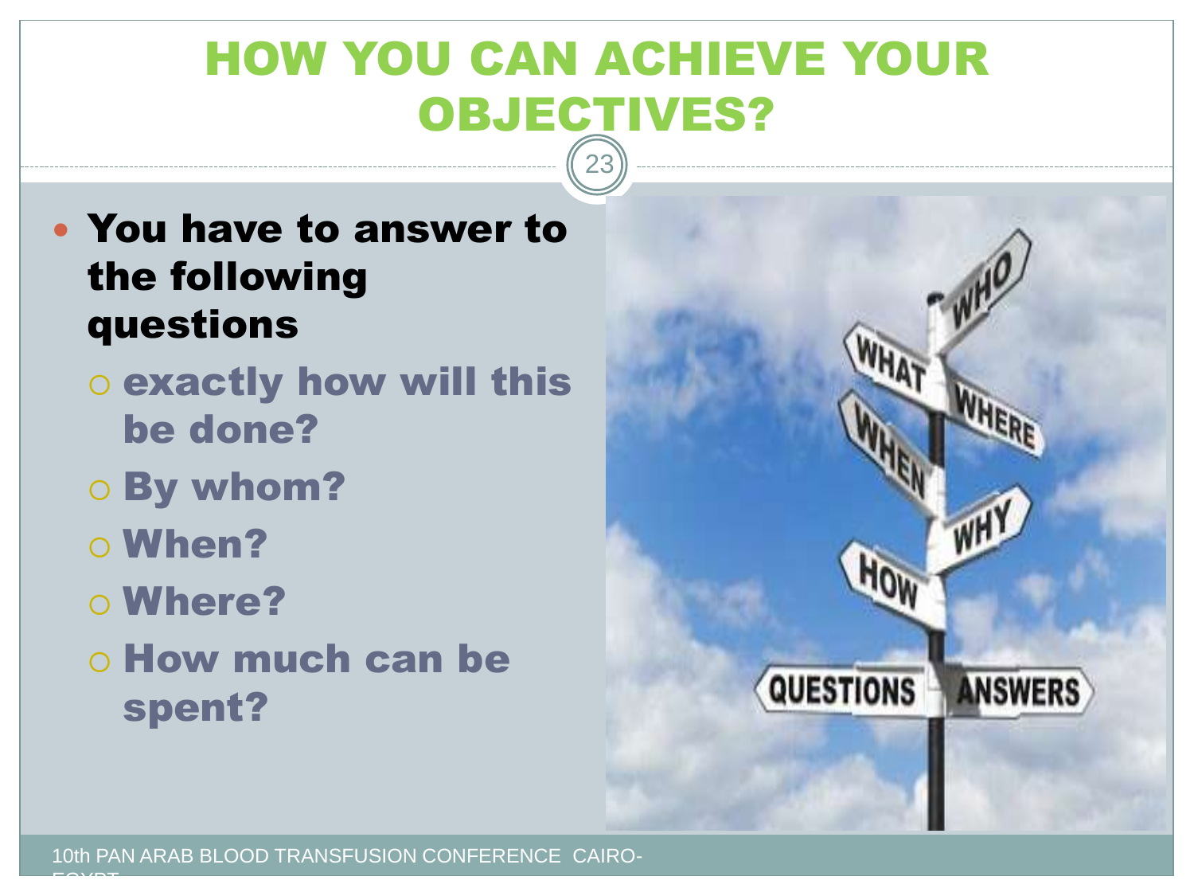# HOW YOU CAN ACHIEVE YOUR OBJECTIVES?

- **You have to answer to the following questions**
  - **exactly how will this be done?**
  - **By whom?**
  - **When?**
  - **Where?**
  - **How much can be spent?**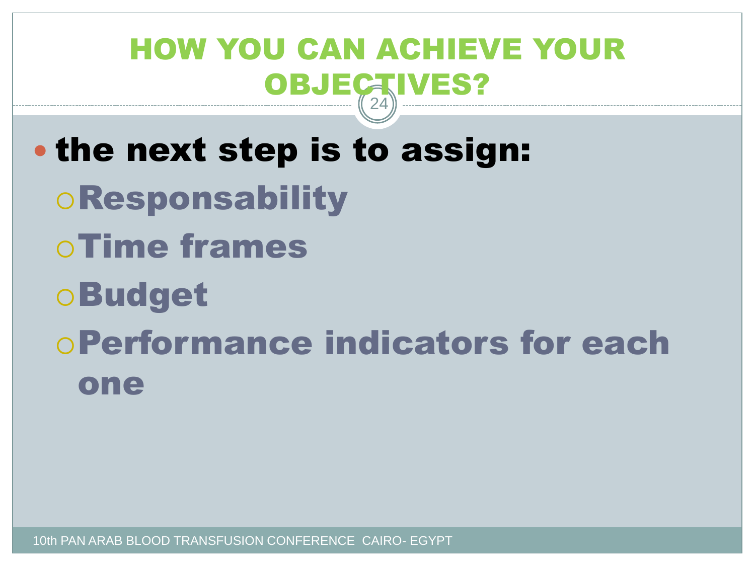# HOW YOU CAN ACHIEVE YOUR OBJECTIVES?

- **the next step is to assign:**
  - **Responsability**
  - **Time frames**
  - **Budget**
  - **Performance indicators for each one**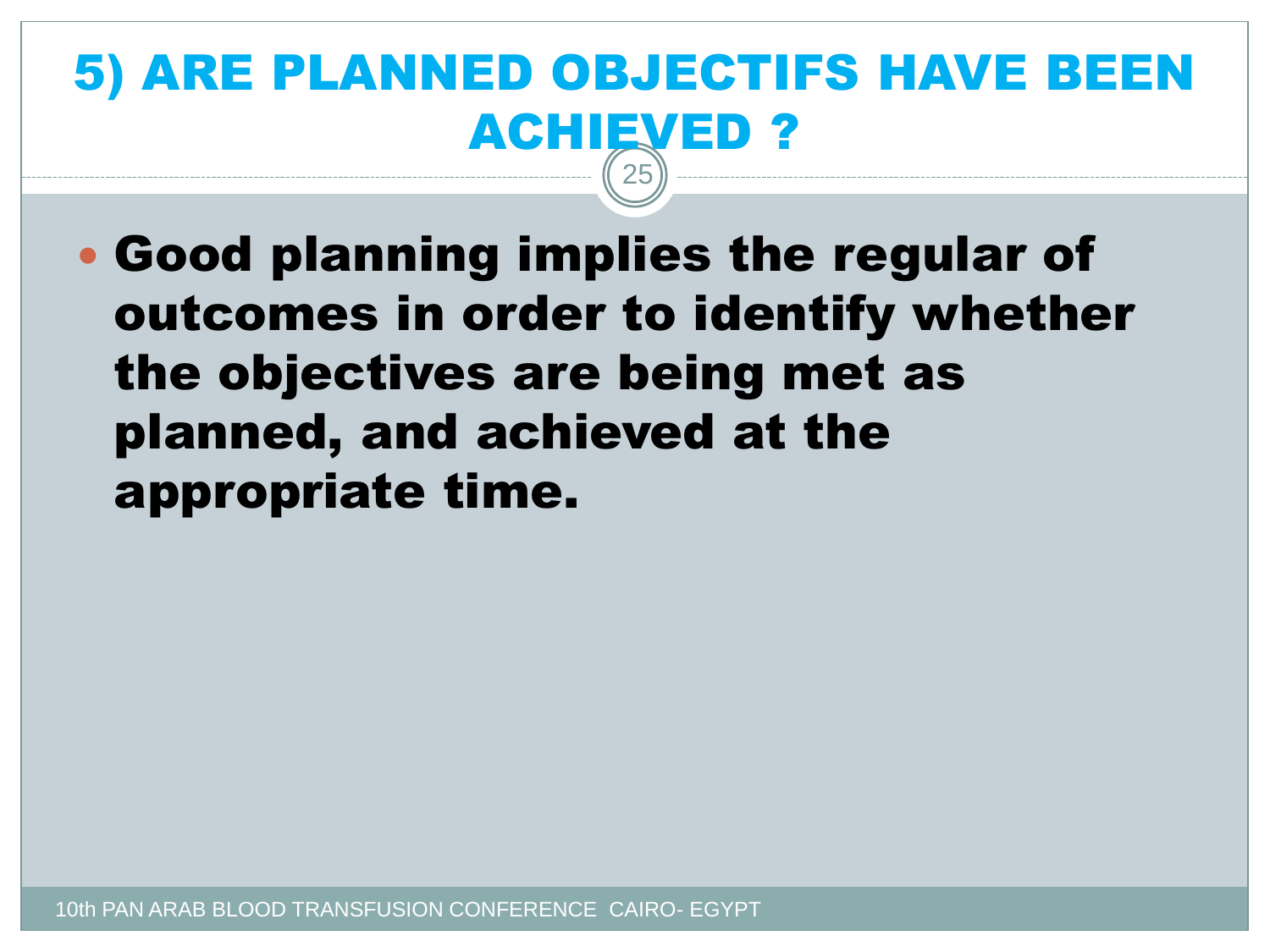# 5) ARE PLANNED OBJECTIFS HAVE BEEN ACHIEVED ?

- **Good planning implies the regular of outcomes in order to identify whether the objectives are being met as planned, and achieved at the appropriate time.**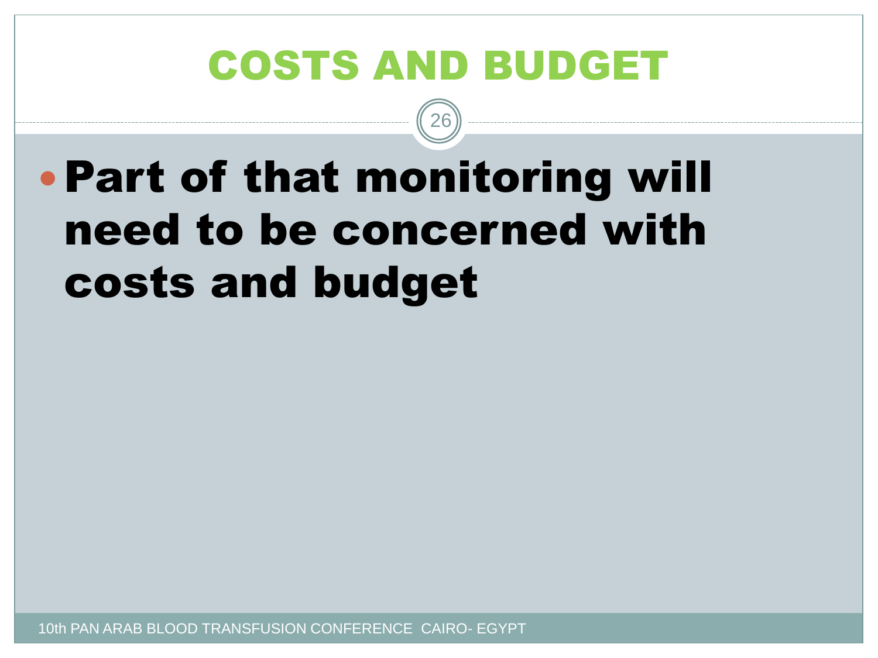# COSTS AND BUDGET

- **Part of that monitoring will need to be concerned with costs and budget**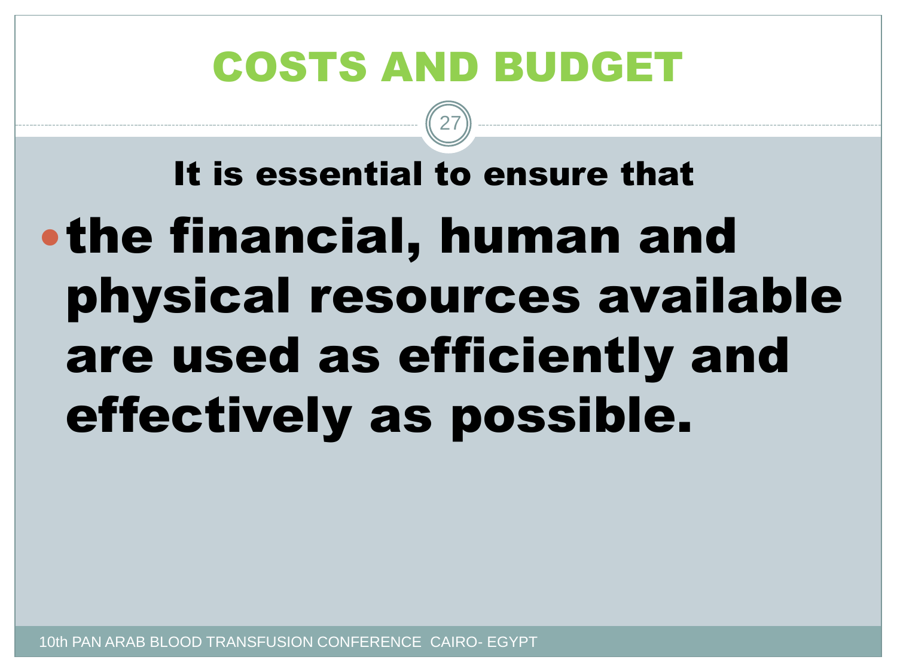# COSTS AND BUDGET

**It is essential to ensure that**

- **the financial, human and physical resources available are used as efficiently and effectively as possible.**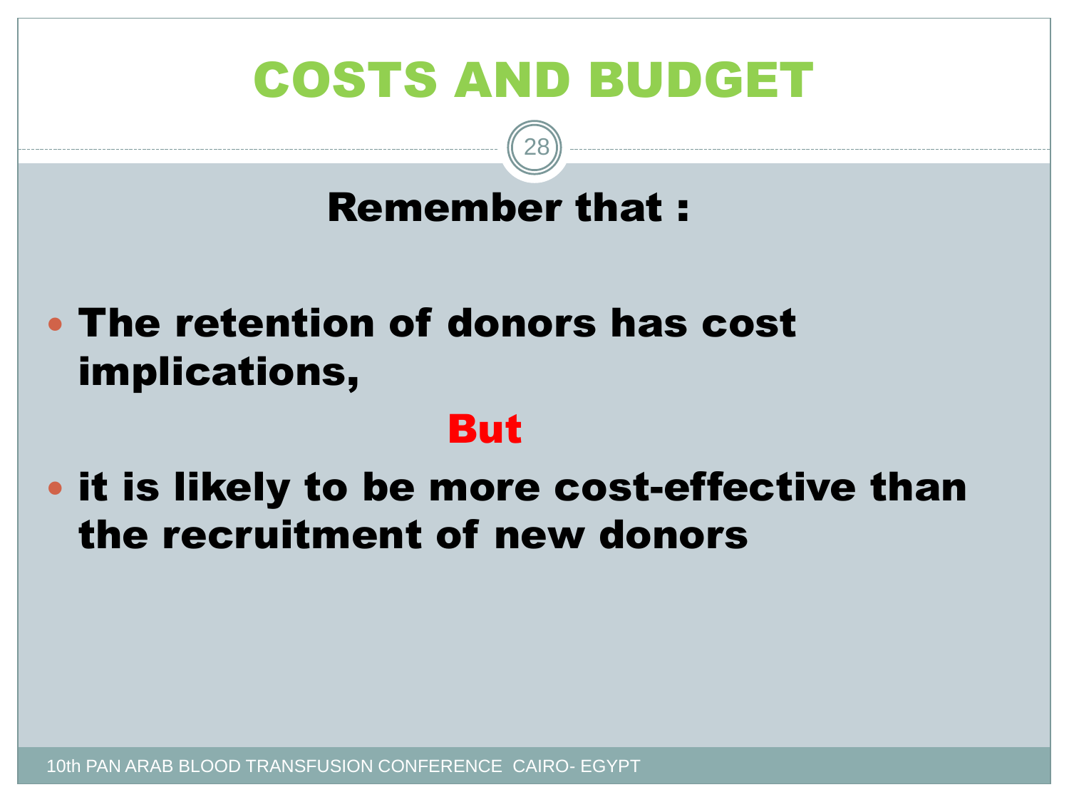# COSTS AND BUDGET

**Remember that :**

- **The retention of donors has cost implications,**

**But**

- **it is likely to be more cost-effective than the recruitment of new donors**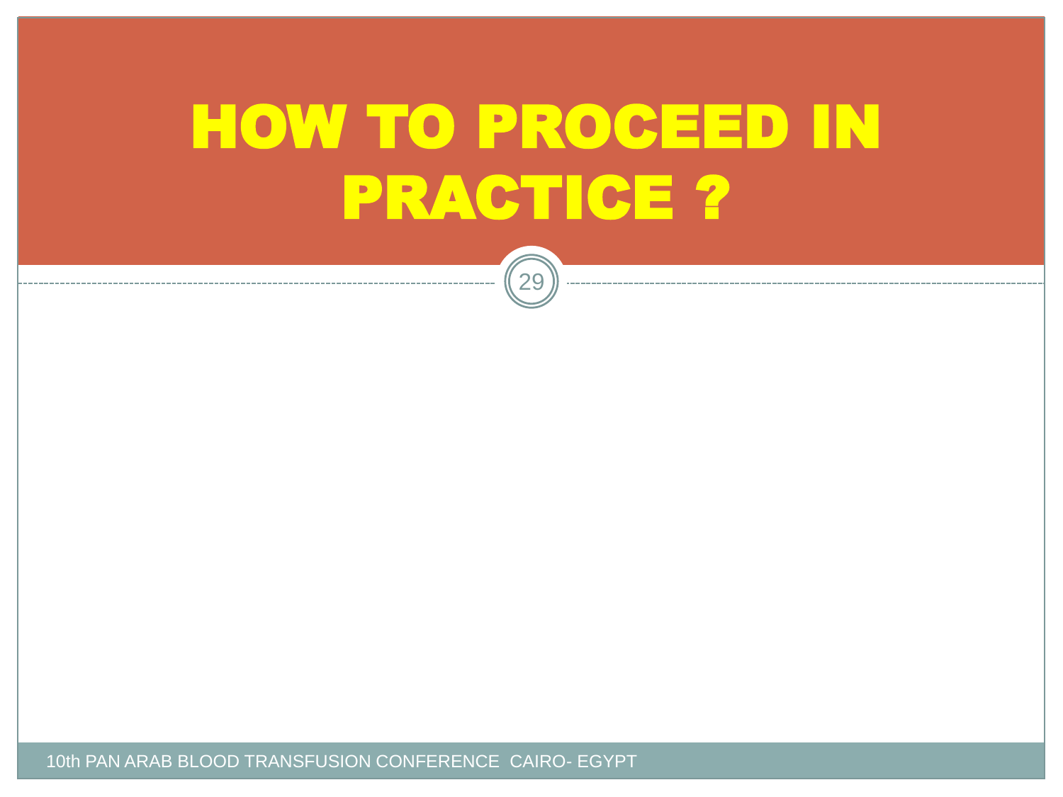# HOW TO PROCEED IN PRACTICE ?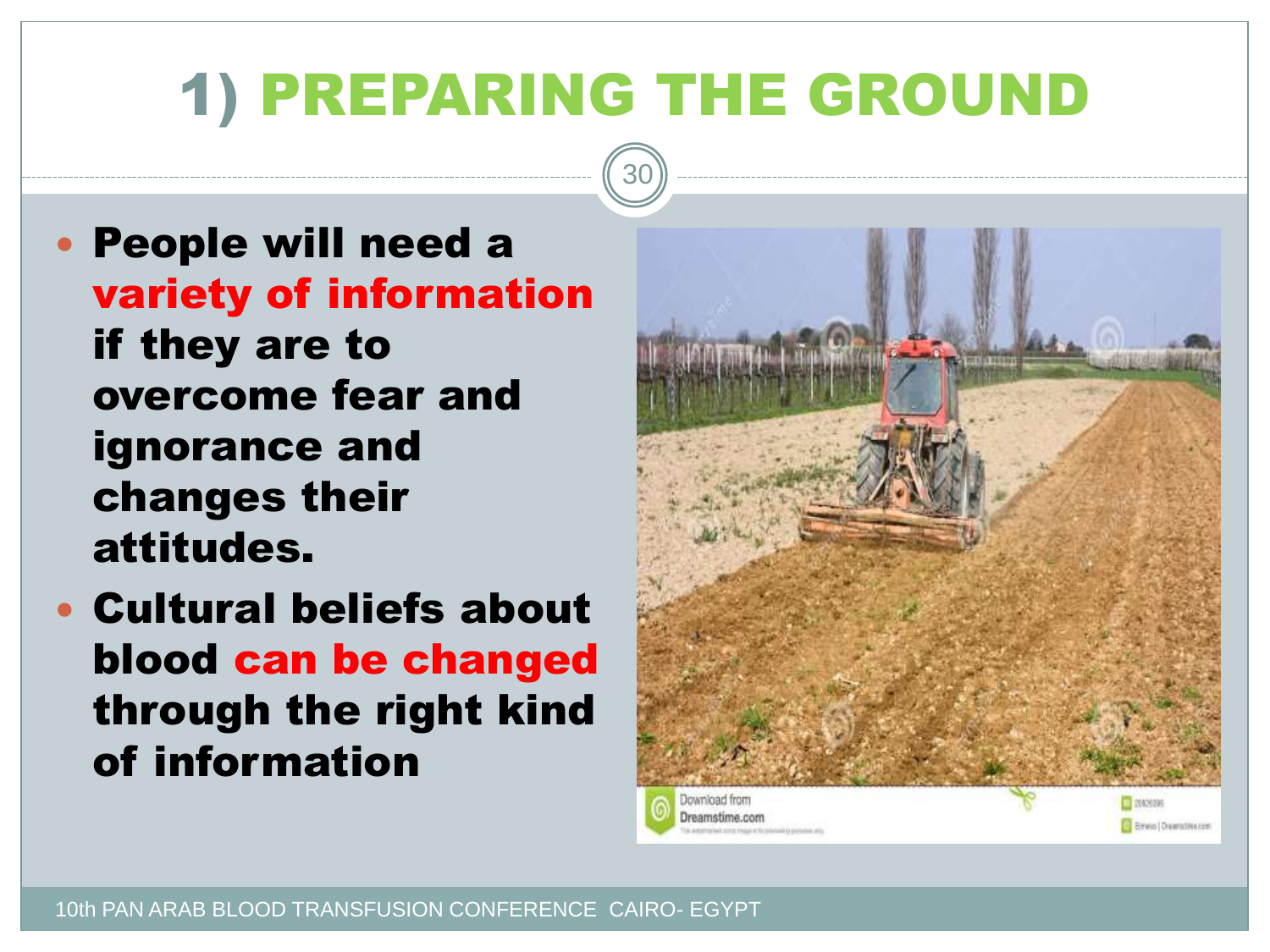# 1) PREPARING THE GROUND

- **People will need a variety of information if they are to overcome fear and ignorance and changes their attitudes.**
- **Cultural beliefs about blood can be changed through the right kind of information**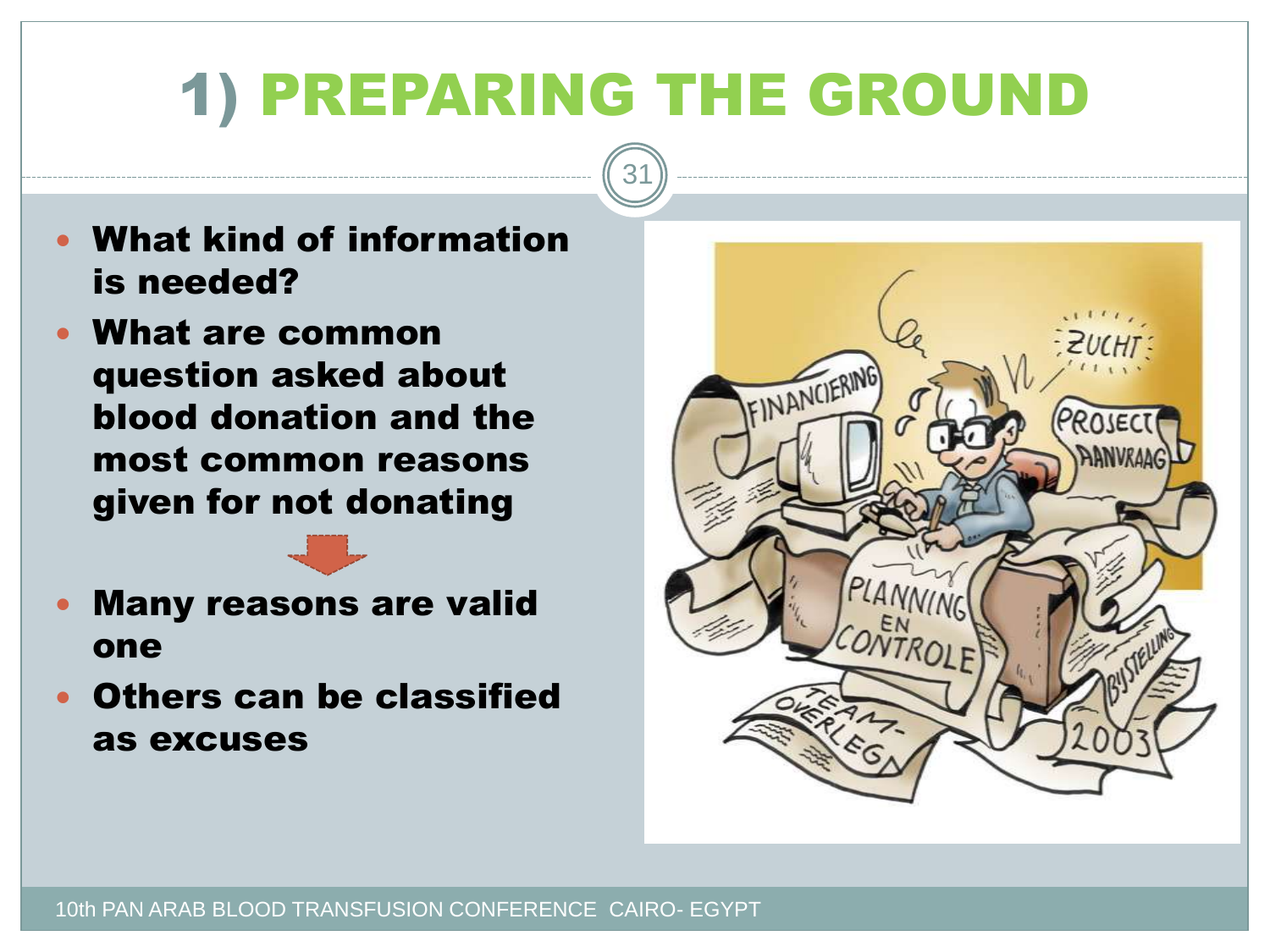# 1) PREPARING THE GROUND

- **What kind of information is needed?**
- **What are common question asked about blood donation and the most common reasons given for not donating**

- **Many reasons are valid one**
- **Others can be classified as excuses**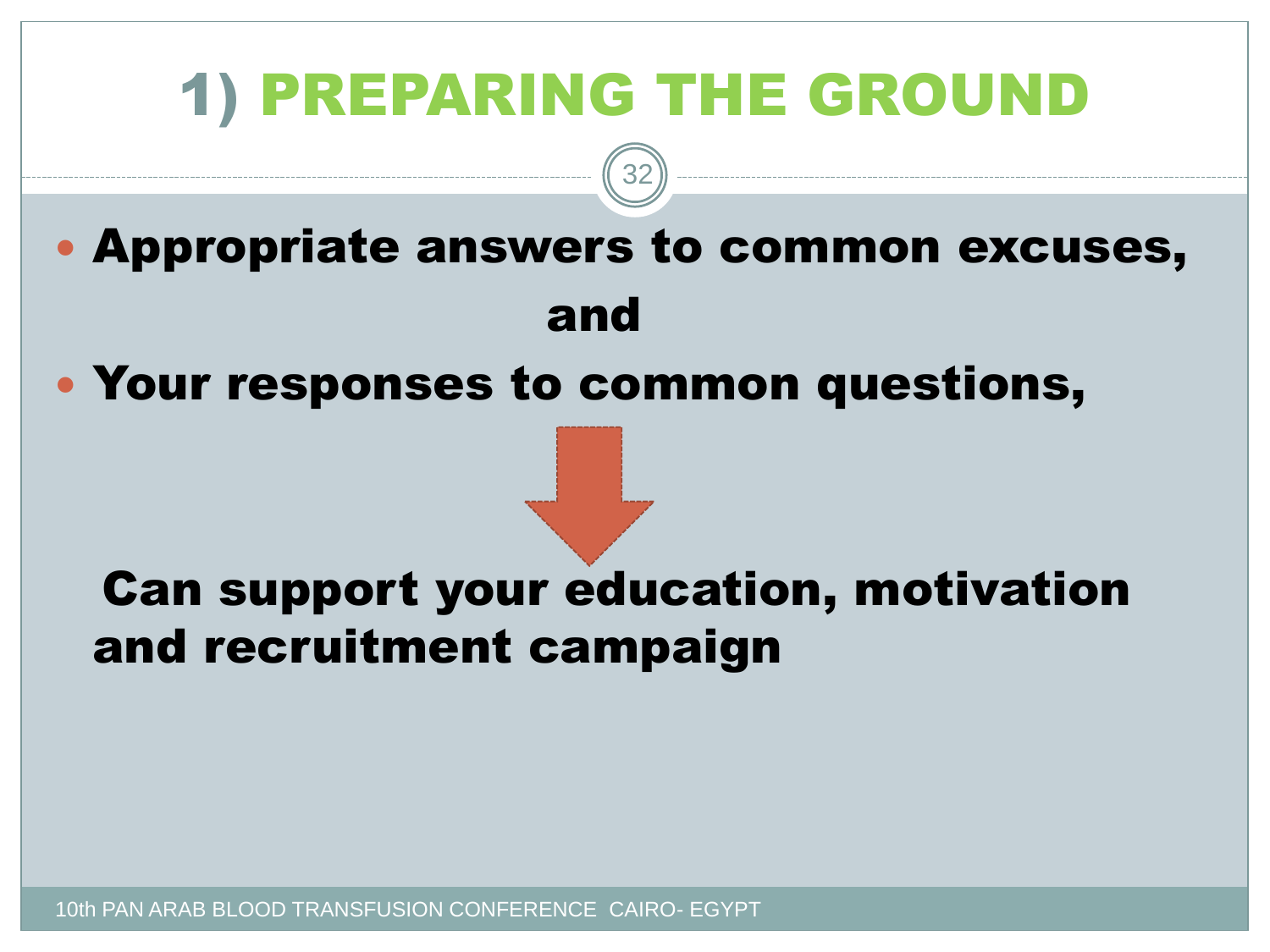# 1) PREPARING THE GROUND

- **Appropriate answers to common excuses,**

**and**

- **Your responses to common questions,**

**Can support your education, motivation and recruitment campaign**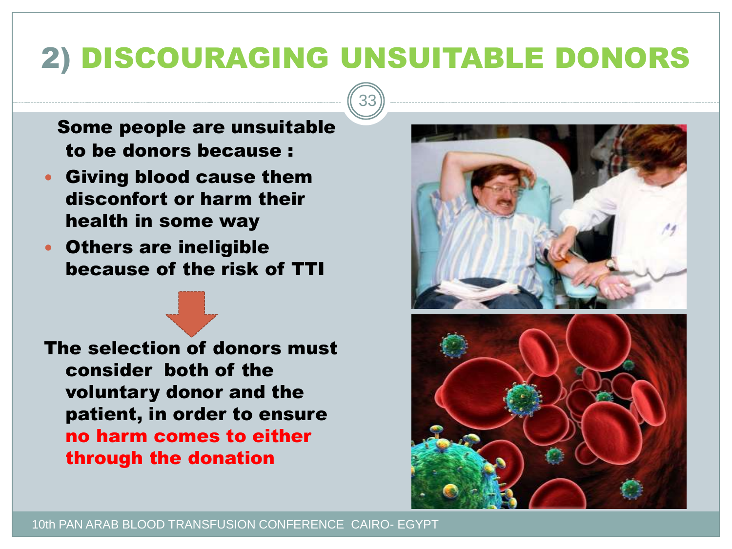# 2) DISCOURAGING UNSUITABLE DONORS

**Some people are unsuitable to be donors because :**

- **Giving blood cause them disconfort or harm their health in some way**
- **Others are ineligible because of the risk of TTI**

**The selection of donors must consider both of the voluntary donor and the patient, in order to ensure no harm comes to either through the donation**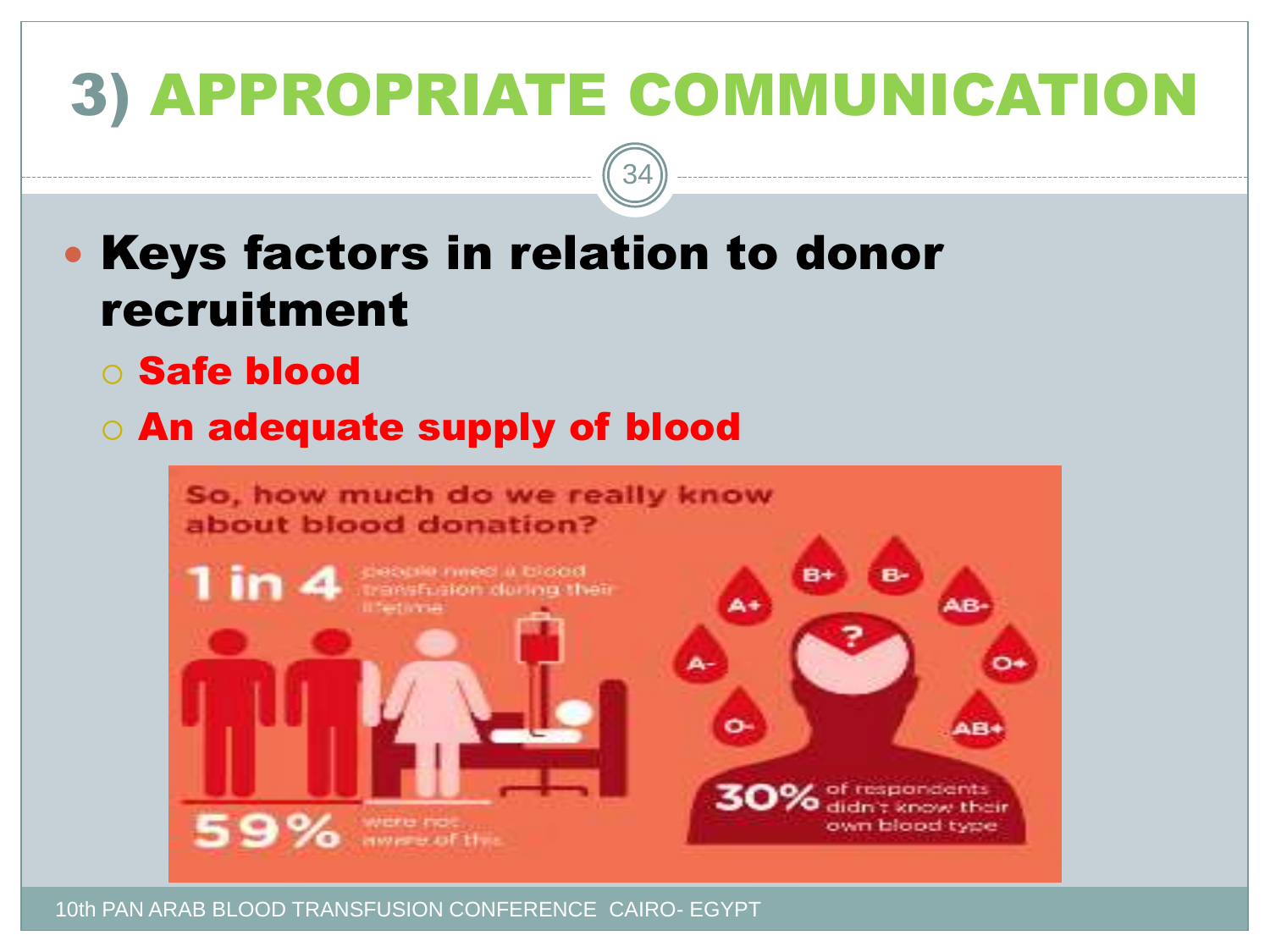# 3) APPROPRIATE COMMUNICATION

- **Keys factors in relation to donor recruitment**
  - **Safe blood**
  - **An adequate supply of blood**

So, how much do we really know about blood donation?

1 in 4 people need a blood transfusion during their lifetime

59% were not aware of this

A+ B+ B- AB- A- O+ O- AB+

30% of respondents didn't know their own blood type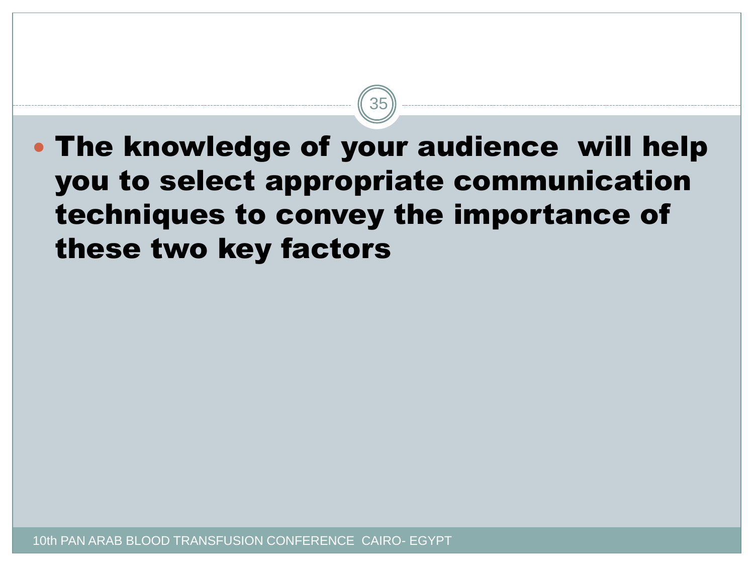- **The knowledge of your audience will help you to select appropriate communication techniques to convey the importance of these two key factors**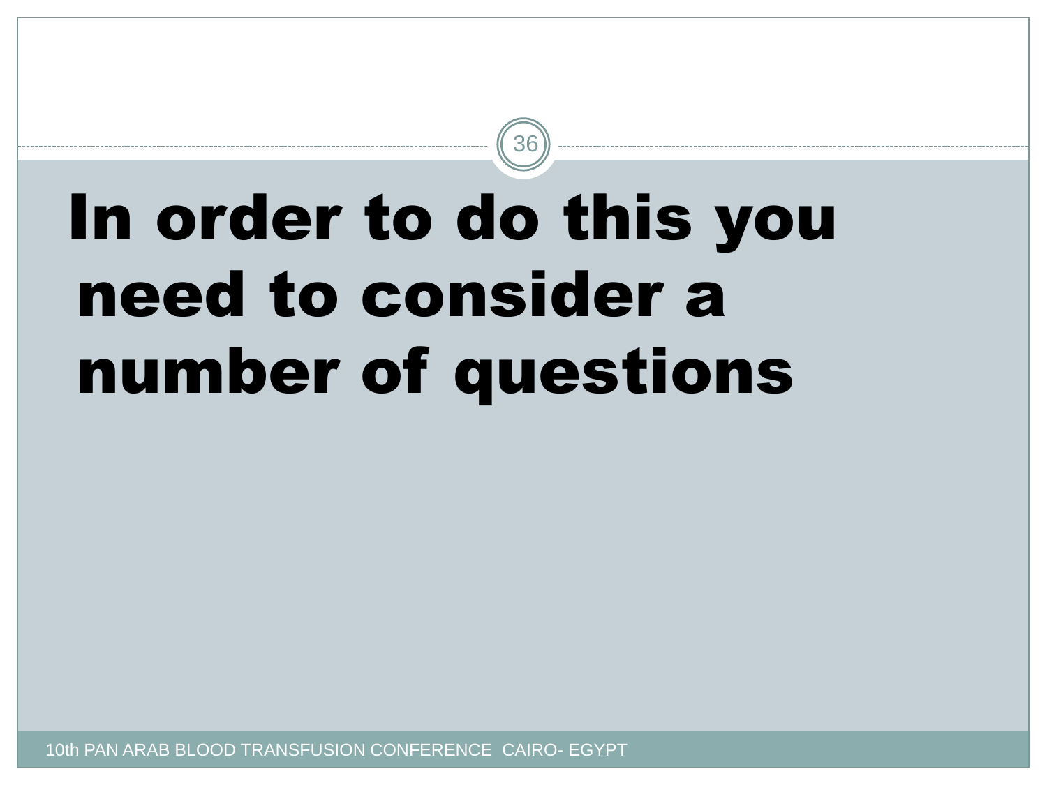# In order to do this you need to consider a number of questions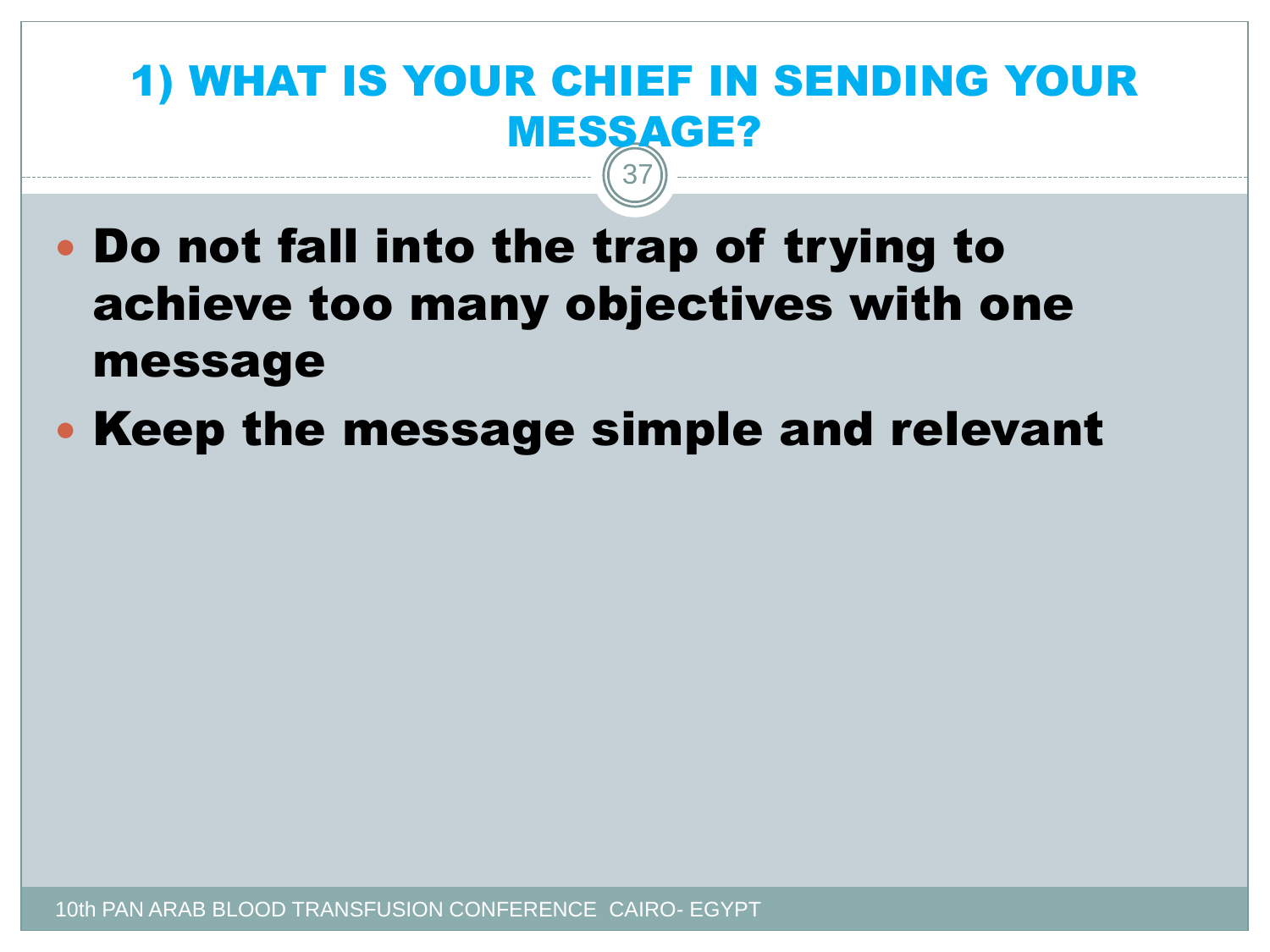# 1) WHAT IS YOUR CHIEF IN SENDING YOUR MESSAGE?

- **Do not fall into the trap of trying to achieve too many objectives with one message**
- **Keep the message simple and relevant**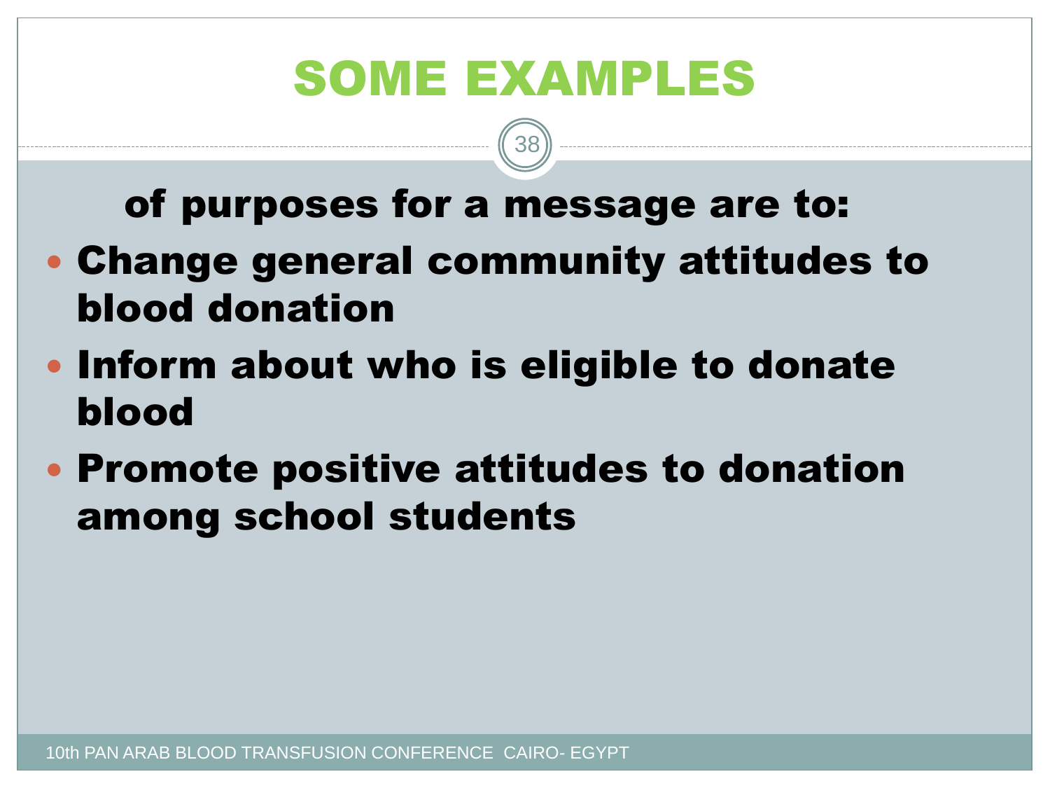# SOME EXAMPLES

**of purposes for a message are to:**

- **Change general community attitudes to blood donation**
- **Inform about who is eligible to donate blood**
- **Promote positive attitudes to donation among school students**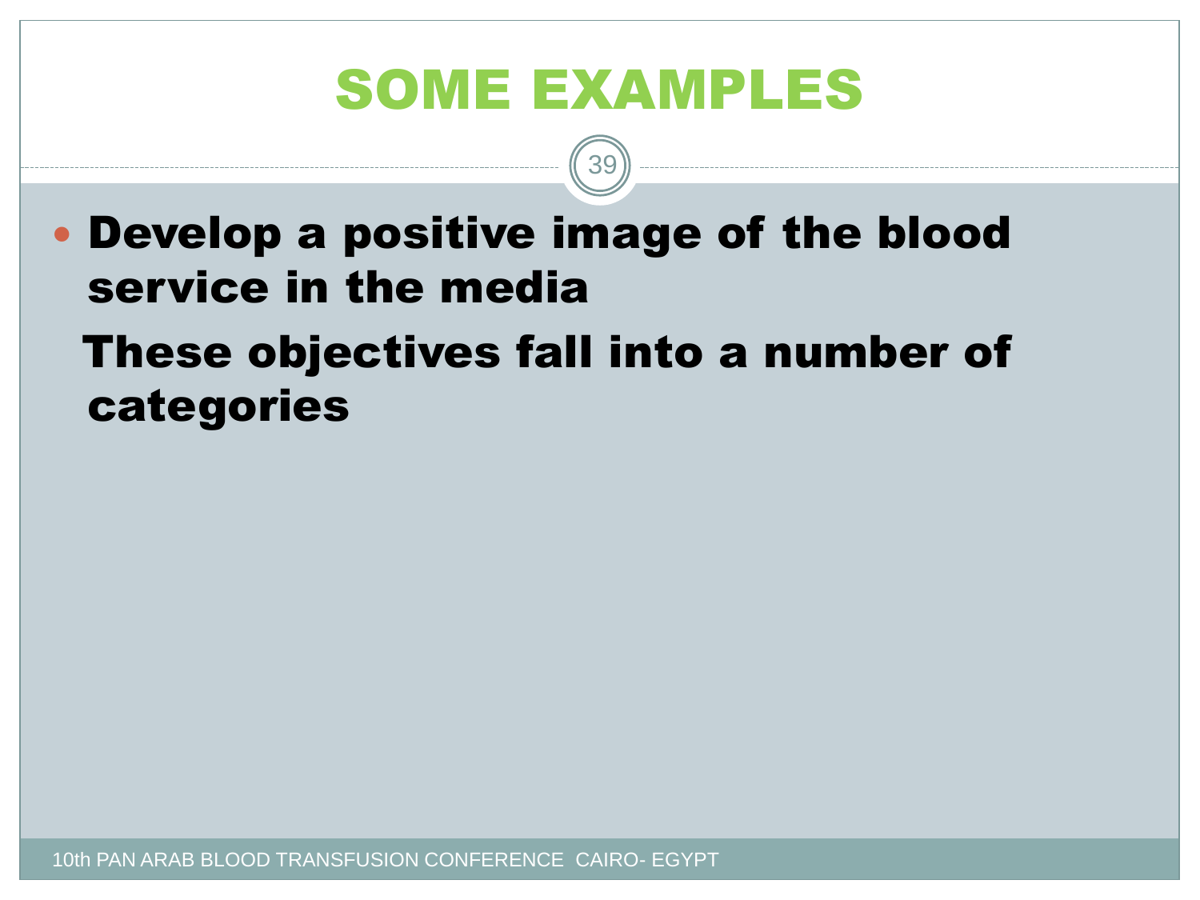# SOME EXAMPLES

- **Develop a positive image of the blood service in the media**

**These objectives fall into a number of categories**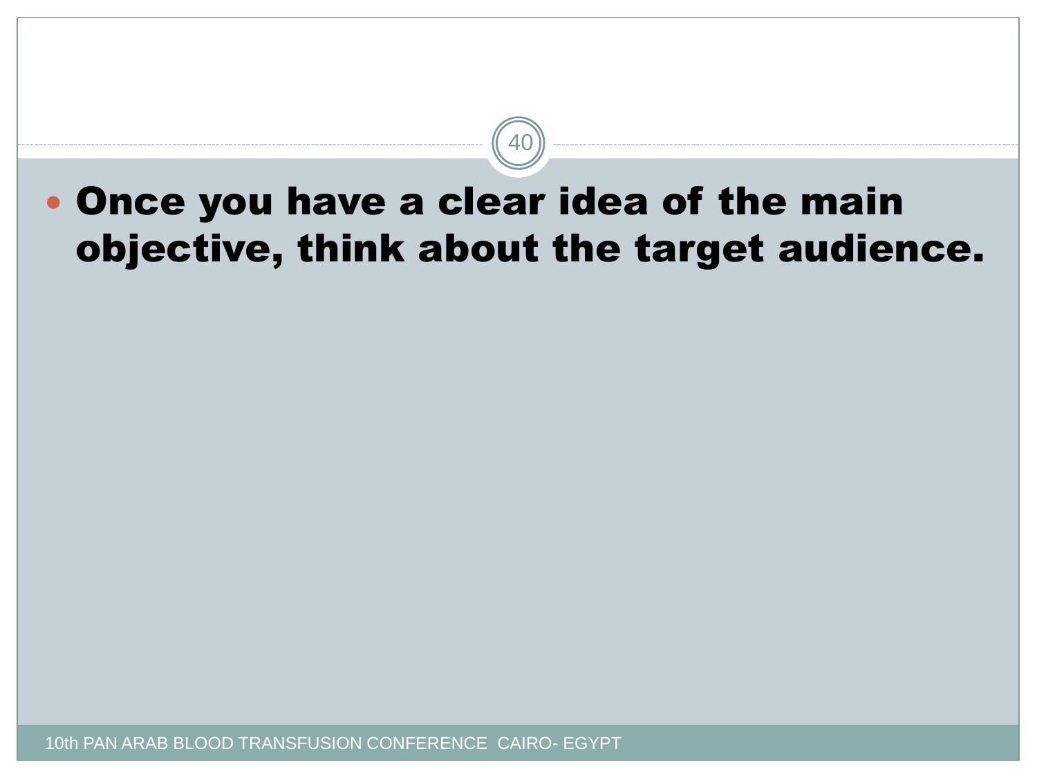- **Once you have a clear idea of the main objective, think about the target audience.**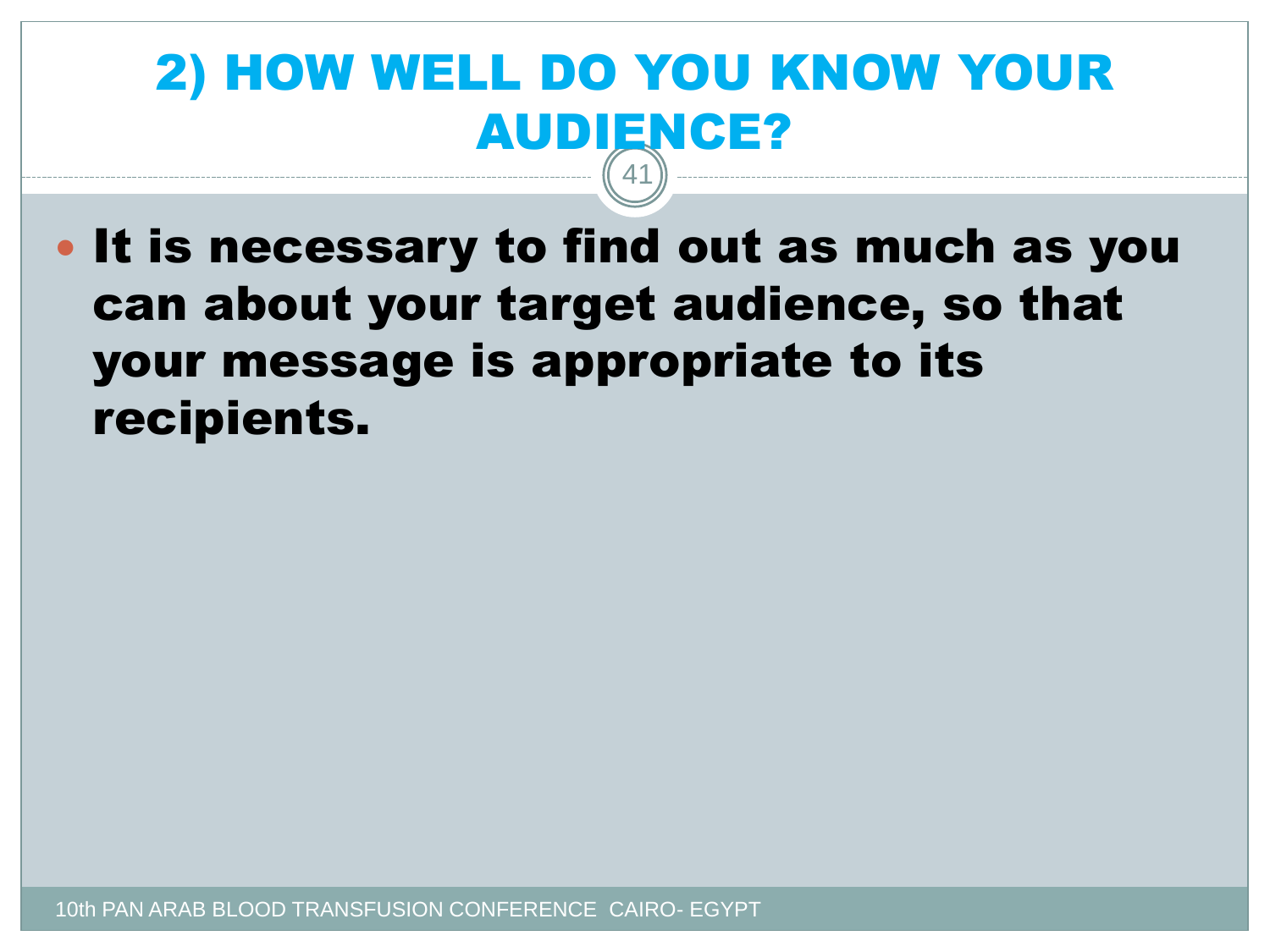# 2) HOW WELL DO YOU KNOW YOUR AUDIENCE?

- **It is necessary to find out as much as you can about your target audience, so that your message is appropriate to its recipients.**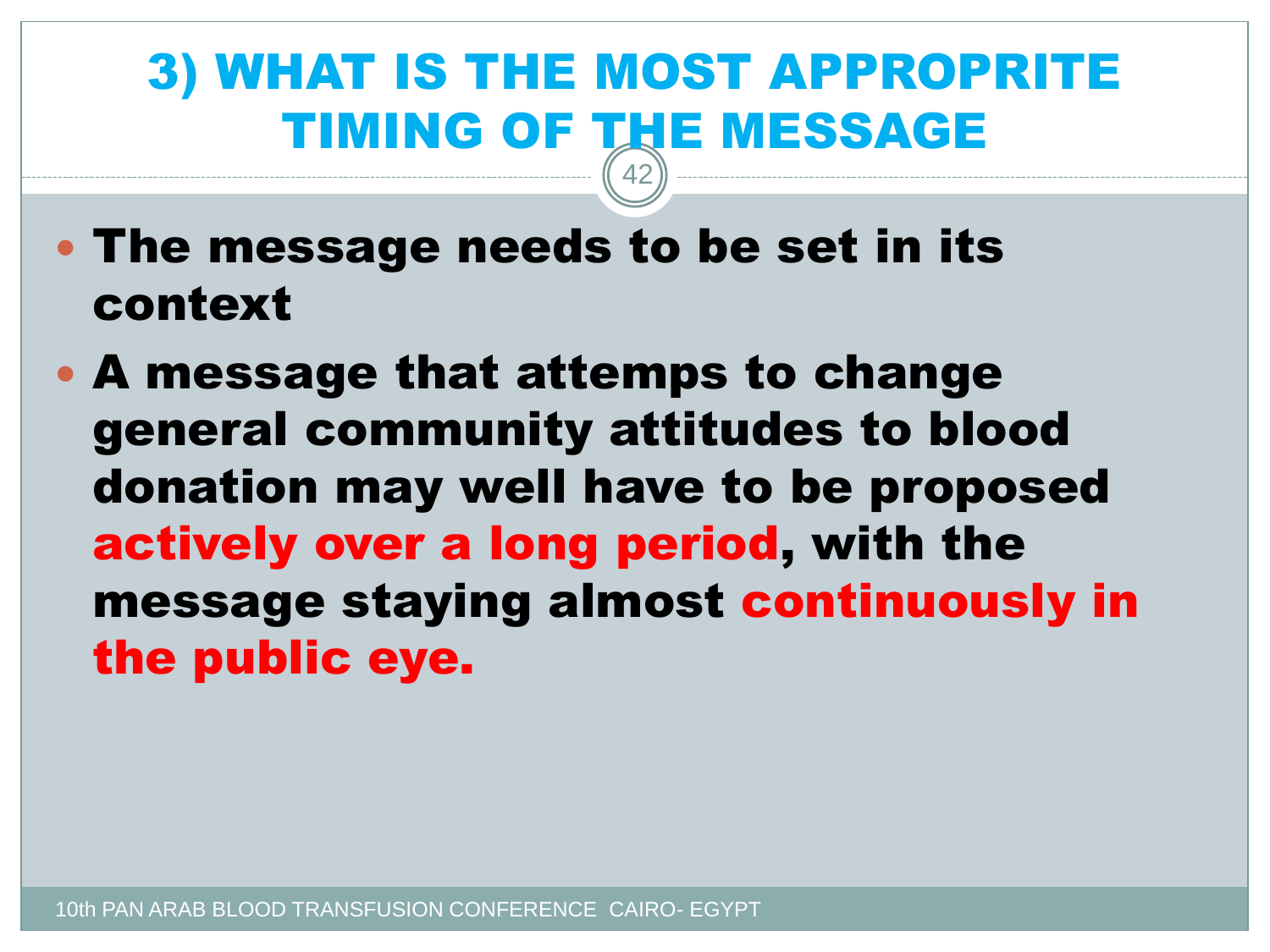# 3) WHAT IS THE MOST APPROPRITE TIMING OF THE MESSAGE

- **The message needs to be set in its context**
- **A message that attemps to change general community attitudes to blood donation may well have to be proposed actively over a long period, with the message staying almost continuously in the public eye.**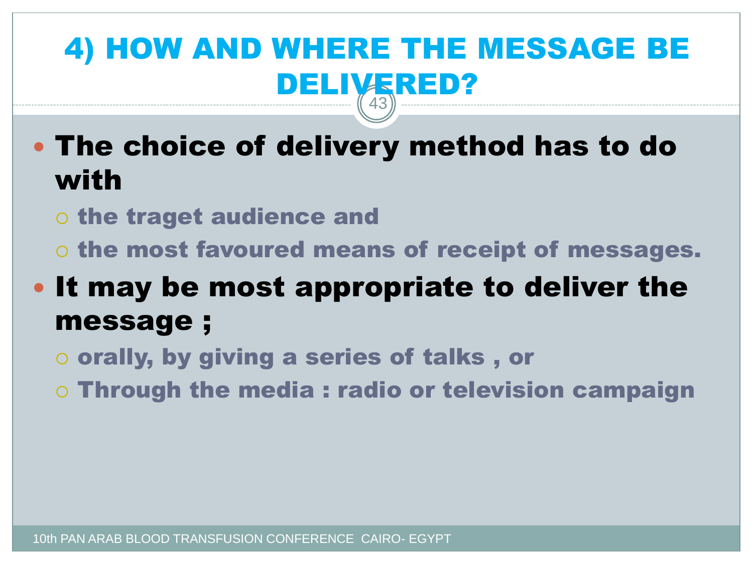# 4) HOW AND WHERE THE MESSAGE BE DELIVERED?

- **The choice of delivery method has to do with**
  - **the traget audience and**
  - **the most favoured means of receipt of messages.**
- **It may be most appropriate to deliver the message ;**
  - **orally, by giving a series of talks , or**
  - **Through the media : radio or television campaign**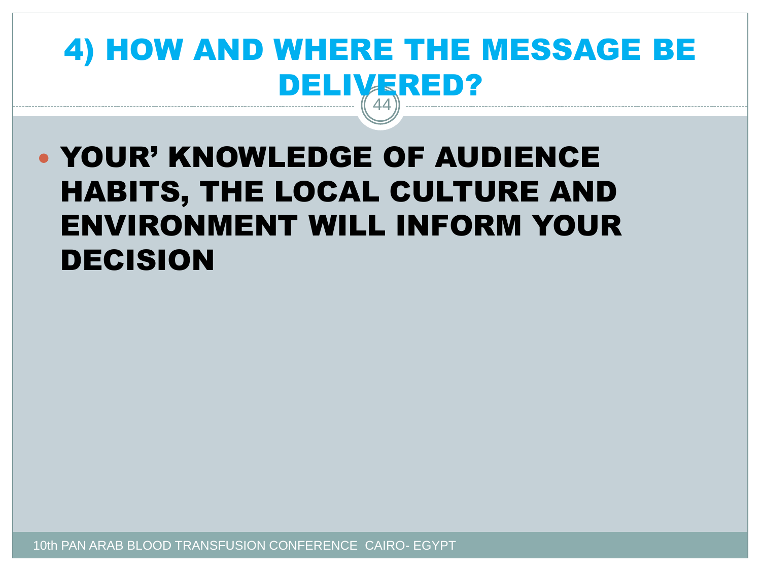# 4) HOW AND WHERE THE MESSAGE BE DELIVERED?

- YOUR' KNOWLEDGE OF AUDIENCE HABITS, THE LOCAL CULTURE AND ENVIRONMENT WILL INFORM YOUR DECISION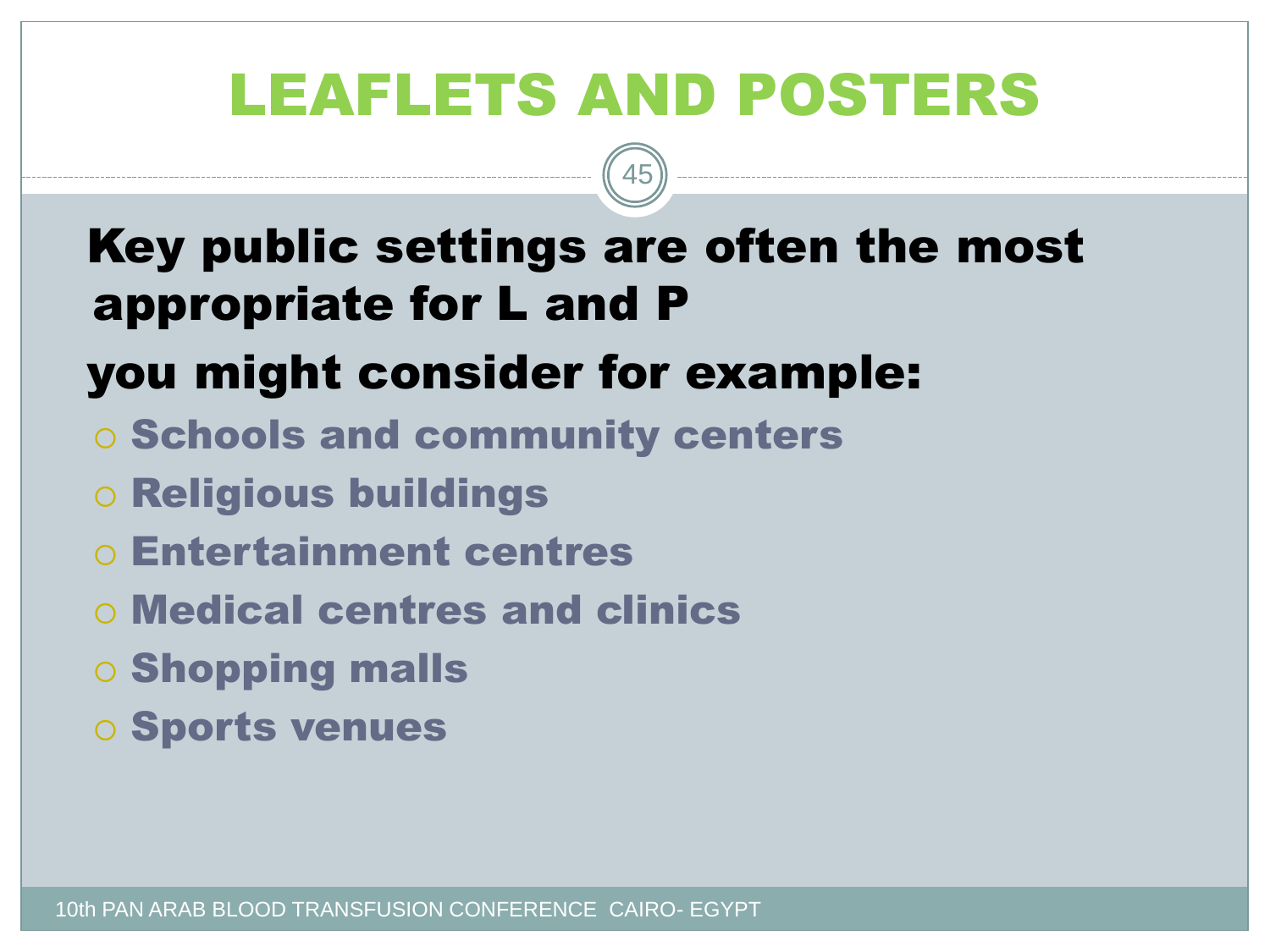# LEAFLETS AND POSTERS

**Key public settings are often the most appropriate for L and P**

**you might consider for example:**

- Schools and community centers
- Religious buildings
- Entertainment centres
- Medical centres and clinics
- Shopping malls
- Sports venues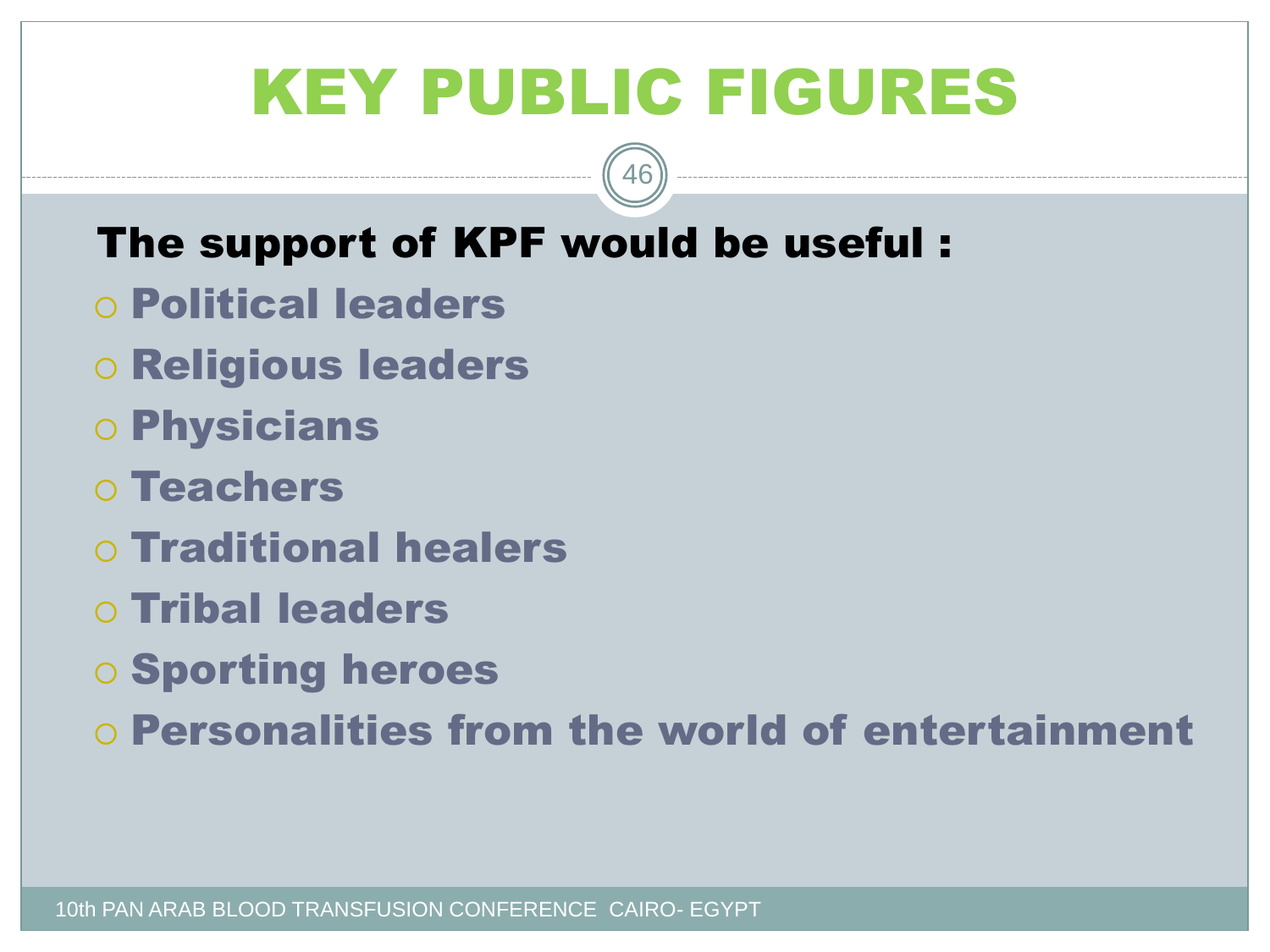# KEY PUBLIC FIGURES

**The support of KPF would be useful :**

- Political leaders
- Religious leaders
- Physicians
- Teachers
- Traditional healers
- Tribal leaders
- Sporting heroes
- Personalities from the world of entertainment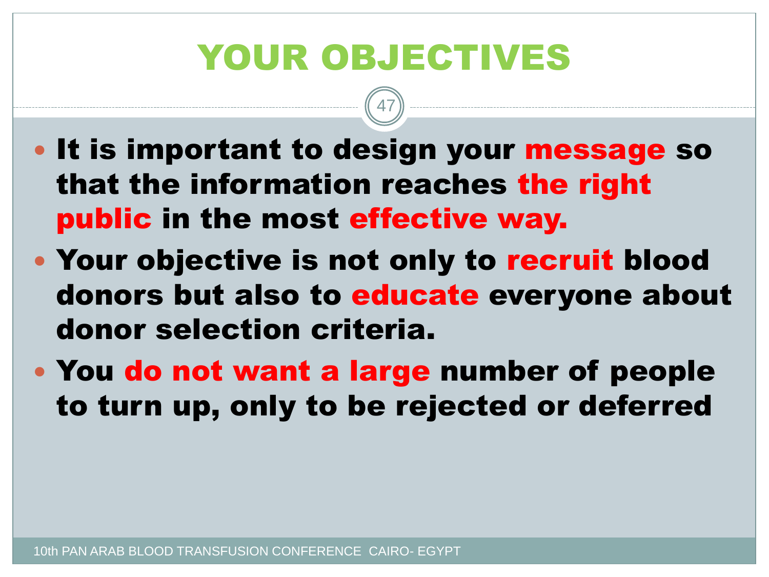# YOUR OBJECTIVES

- **It is important to design your message so that the information reaches the right public in the most effective way.**
- **Your objective is not only to recruit blood donors but also to educate everyone about donor selection criteria.**
- **You do not want a large number of people to turn up, only to be rejected or deferred**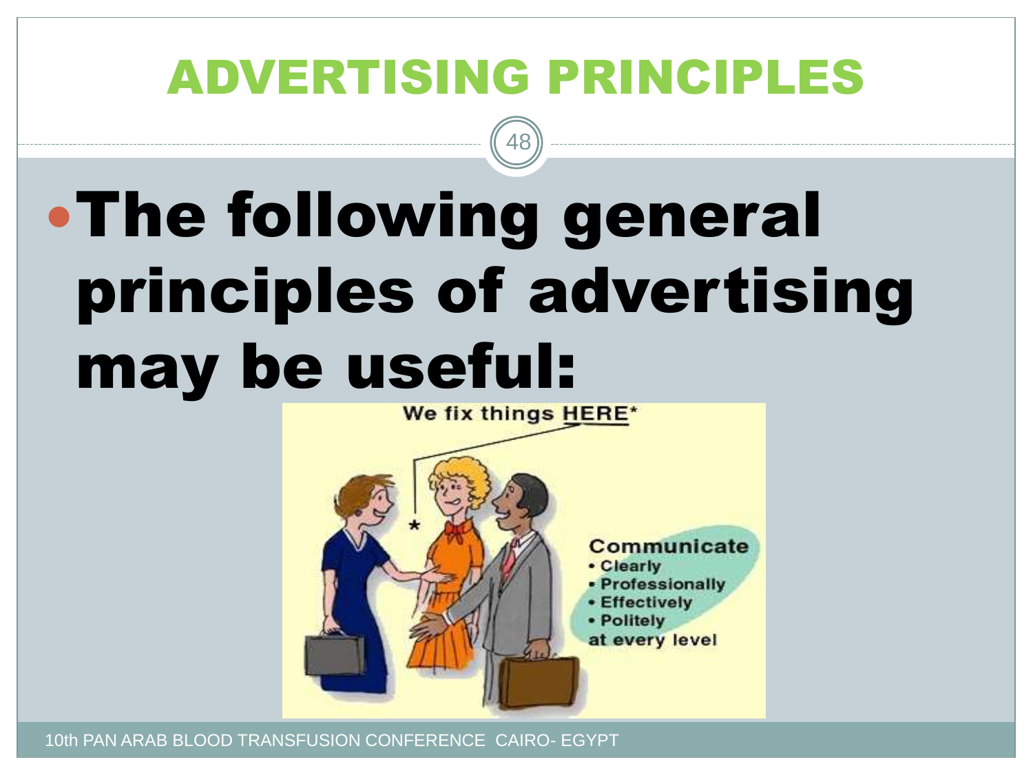# ADVERTISING PRINCIPLES

- **The following general principles of advertising may be useful:**

We fix things HERE*

Communicate
- Clearly
- Professionally
- Effectively
- Politely

at every level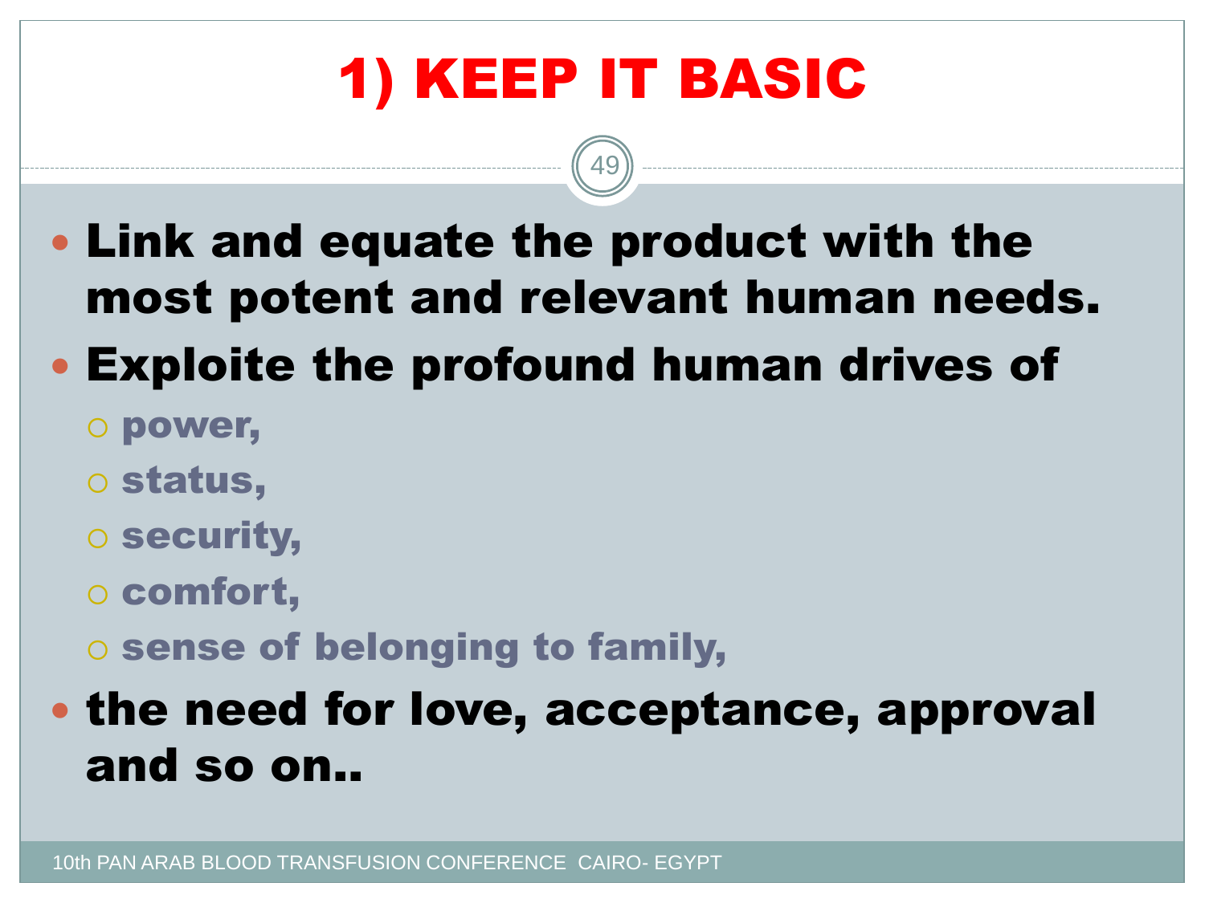# 1) KEEP IT BASIC

- **Link and equate the product with the most potent and relevant human needs.**
- **Exploite the profound human drives of**
  - **power,**
  - **status,**
  - **security,**
  - **comfort,**
  - **sense of belonging to family,**
- **the need for love, acceptance, approval and so on..**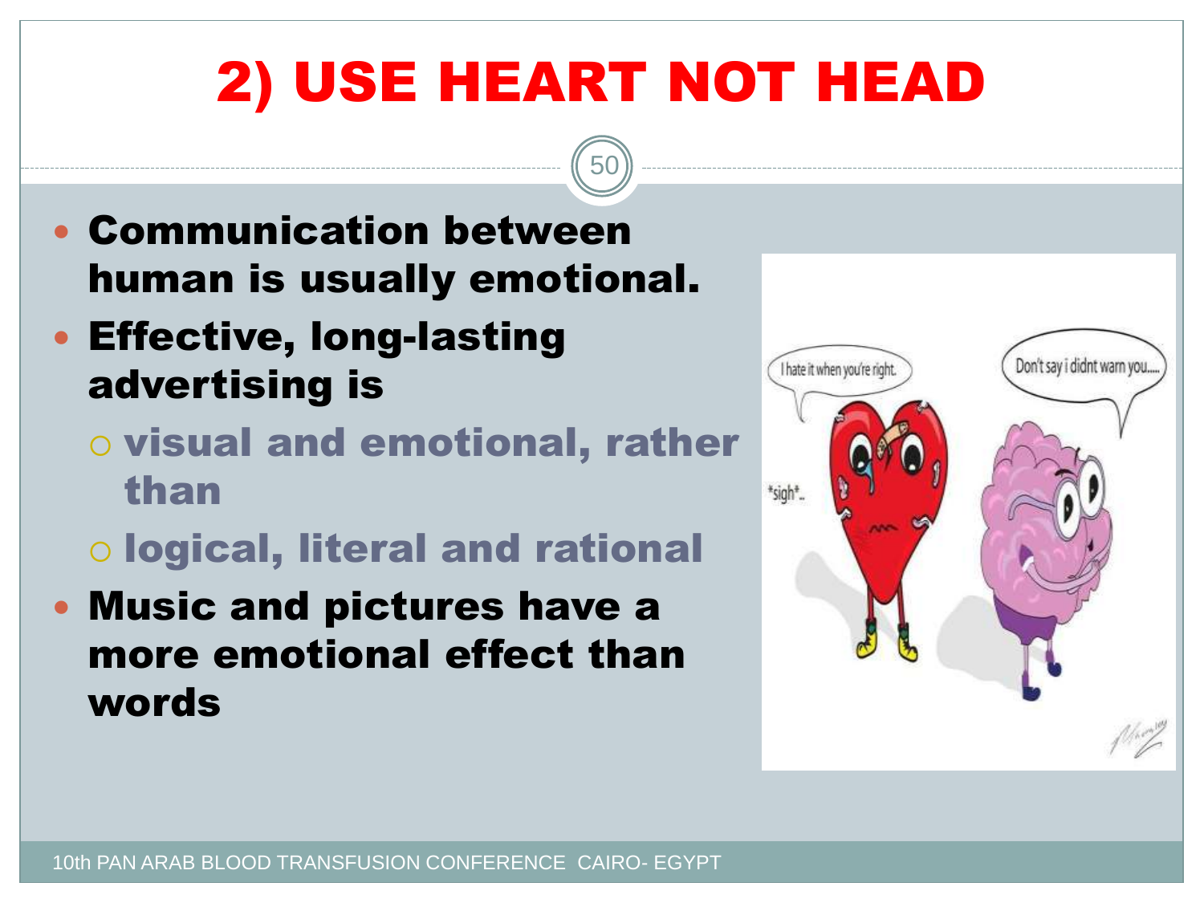# 2) USE HEART NOT HEAD

- **Communication between human is usually emotional.**
- **Effective, long-lasting advertising is**
  - **visual and emotional, rather than**
  - **logical, literal and rational**
- **Music and pictures have a more emotional effect than words**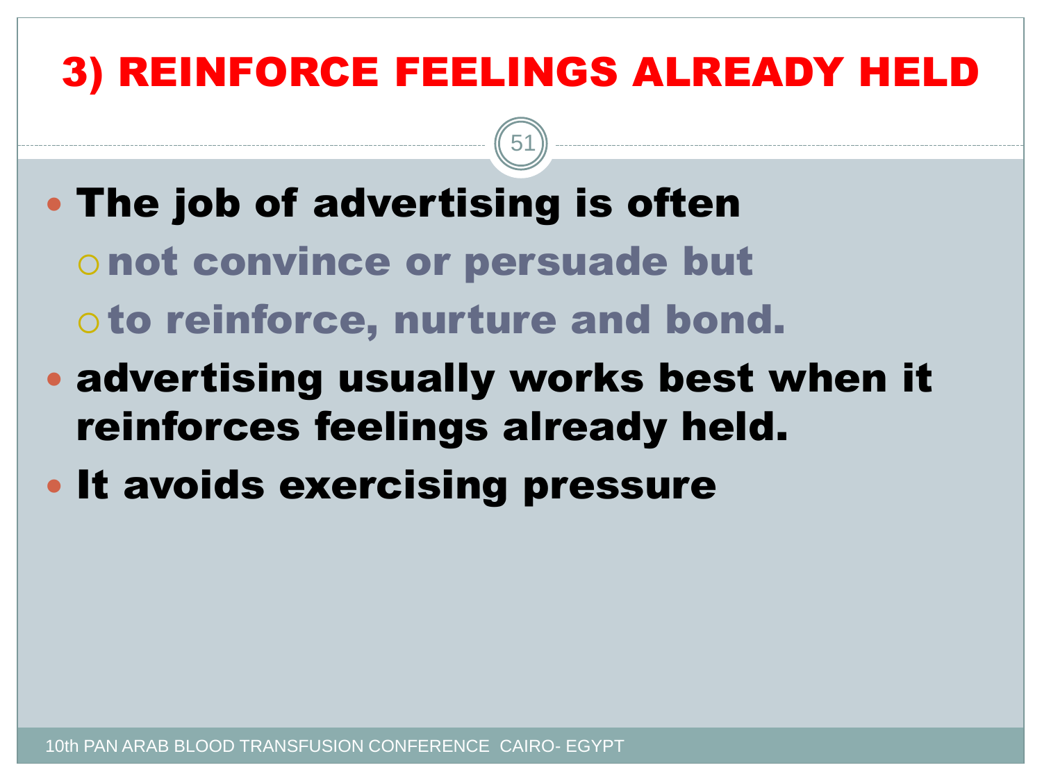# 3) REINFORCE FEELINGS ALREADY HELD

- **The job of advertising is often**
  - **not convince or persuade but**
  - **to reinforce, nurture and bond.**
- **advertising usually works best when it reinforces feelings already held.**
- **It avoids exercising pressure**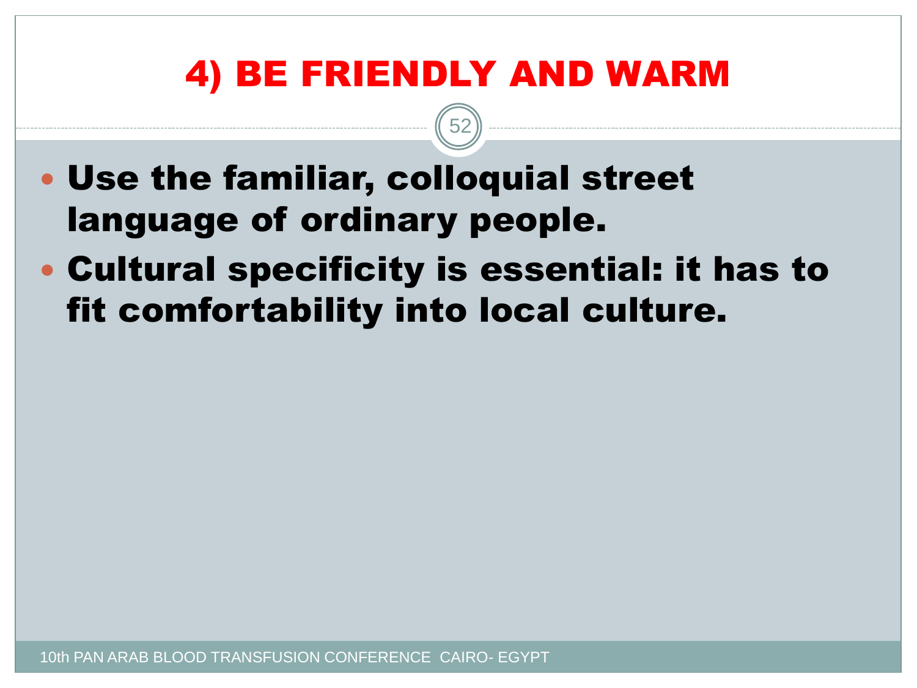# 4) BE FRIENDLY AND WARM

- **Use the familiar, colloquial street language of ordinary people.**
- **Cultural specificity is essential: it has to fit comfortability into local culture.**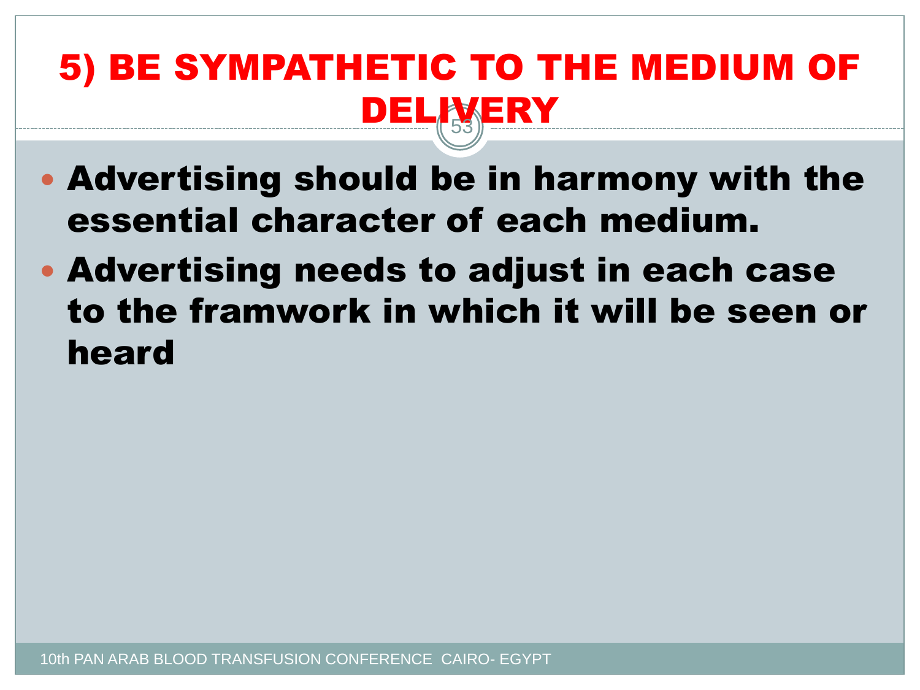# 5) BE SYMPATHETIC TO THE MEDIUM OF DELIVERY

- **Advertising should be in harmony with the essential character of each medium.**
- **Advertising needs to adjust in each case to the framwork in which it will be seen or heard**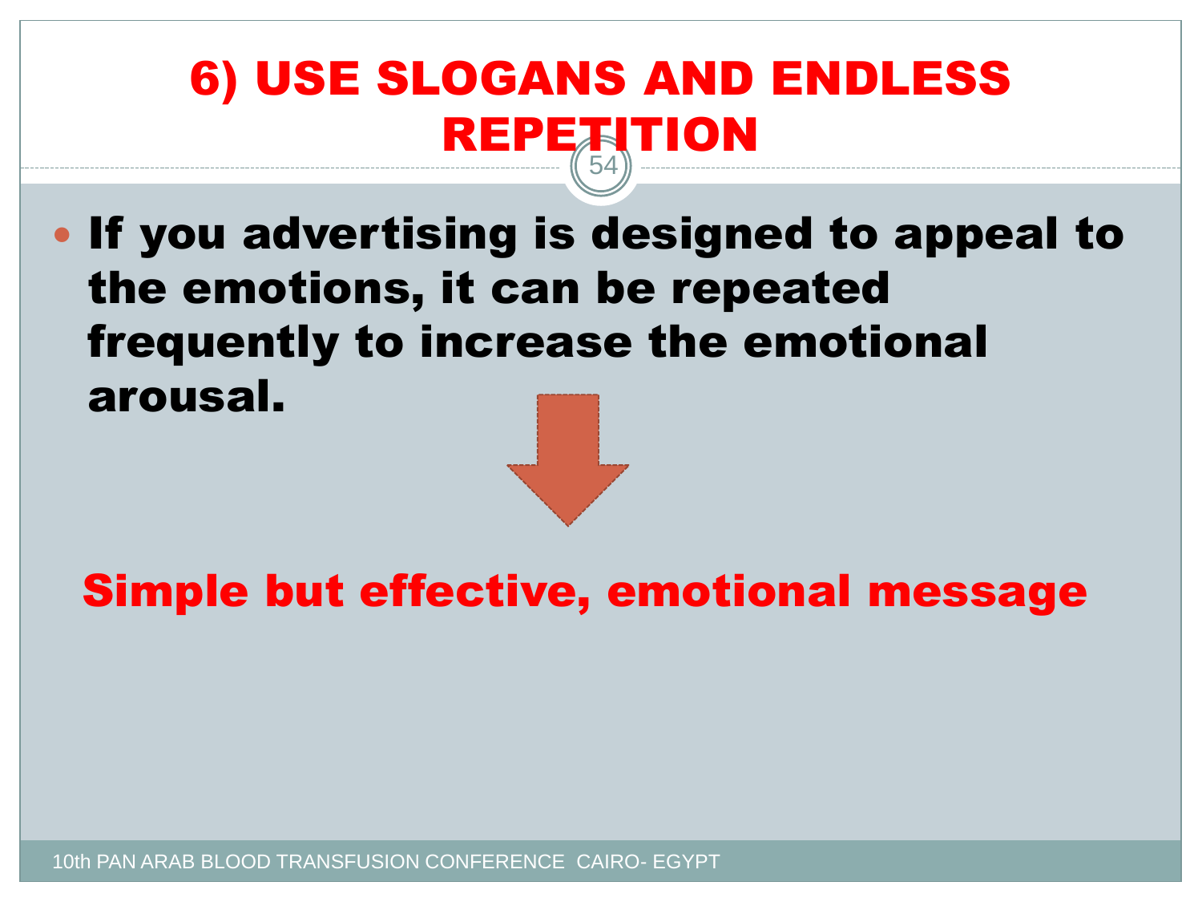# 6) USE SLOGANS AND ENDLESS REPETITION

- **If you advertising is designed to appeal to the emotions, it can be repeated frequently to increase the emotional arousal.**

**Simple but effective, emotional message**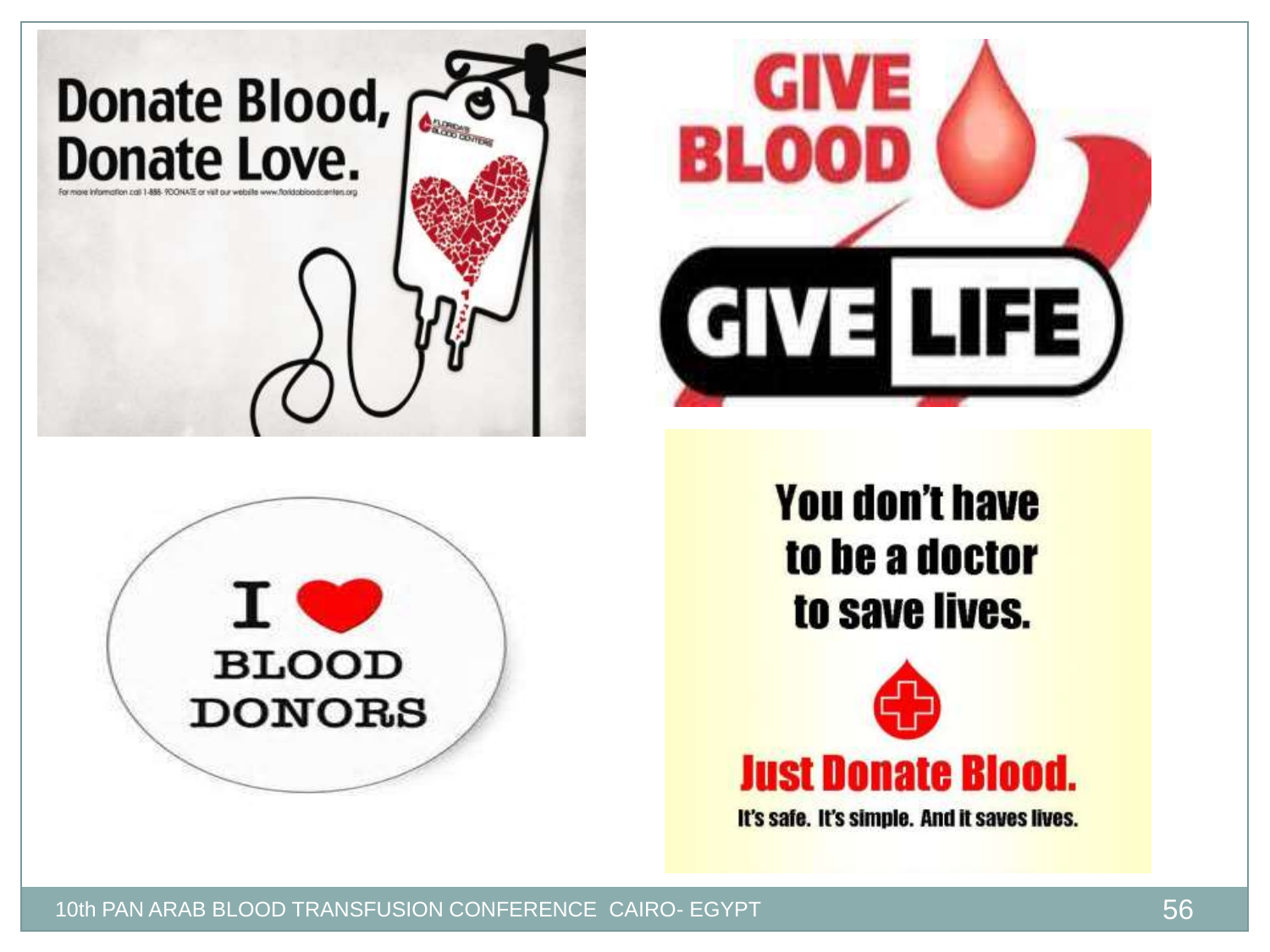Donate Blood,
Donate Love.

For more information call 1-888-9DONATE or visit our website www.floridabloodcenters.org

GIVE BLOOD

GIVE LIFE

I ❤ BLOOD DONORS

You don't have to be a doctor to save lives.

Just Donate Blood.

It's safe. It's simple. And it saves lives.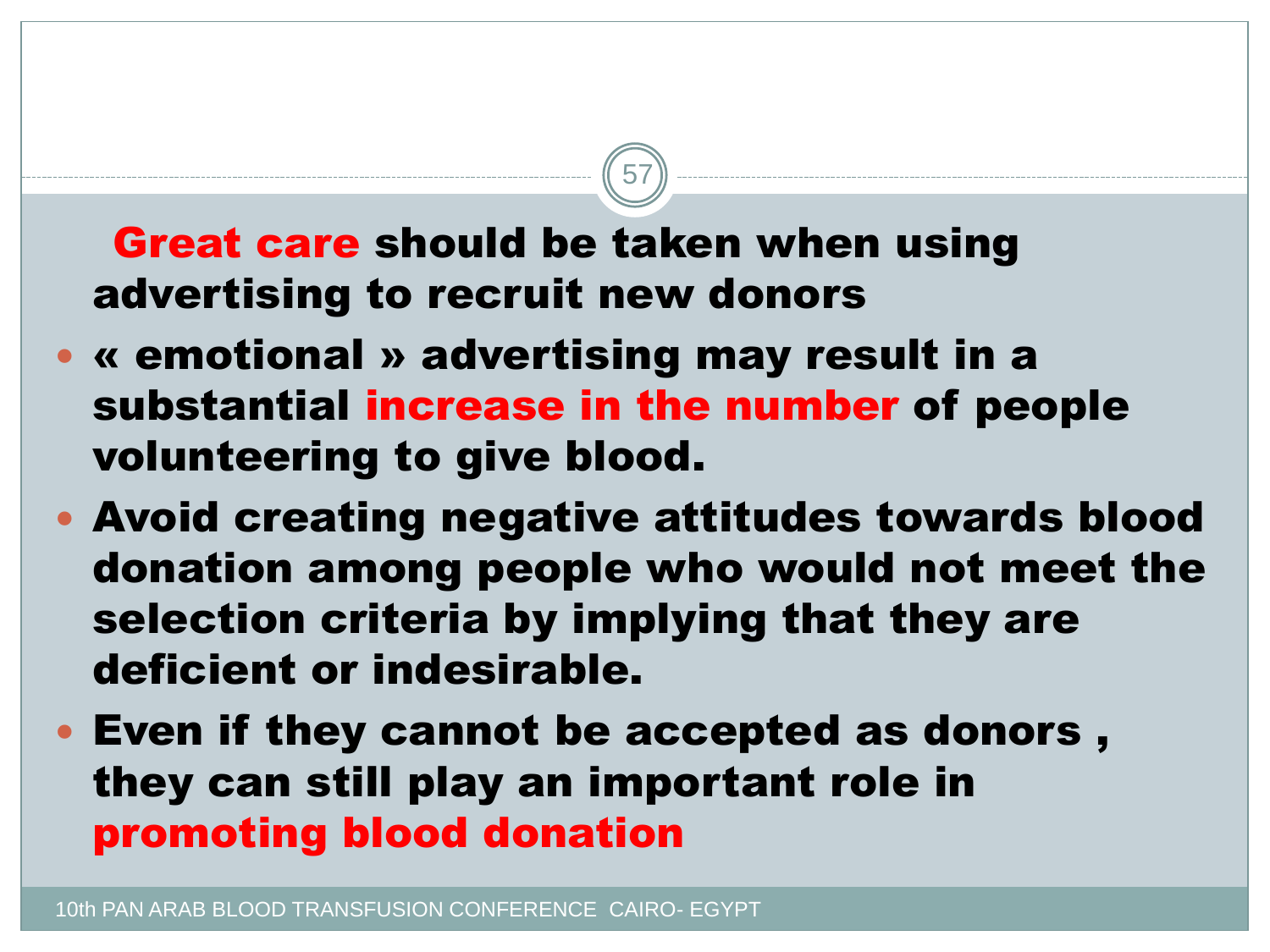**Great care should be taken when using advertising to recruit new donors**

- **« emotional » advertising may result in a substantial increase in the number of people volunteering to give blood.**
- **Avoid creating negative attitudes towards blood donation among people who would not meet the selection criteria by implying that they are deficient or indesirable.**
- **Even if they cannot be accepted as donors , they can still play an important role in promoting blood donation**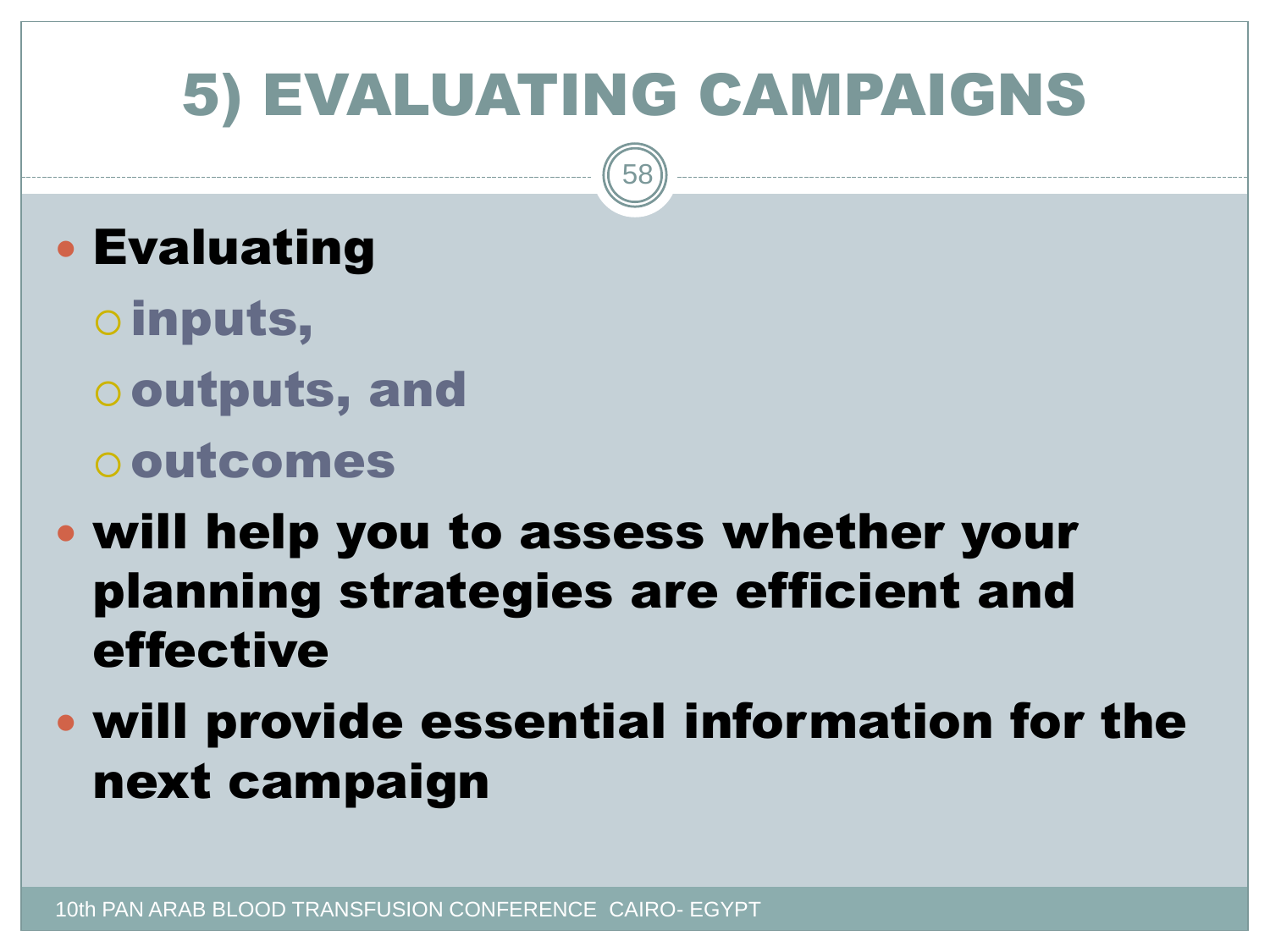# 5) EVALUATING CAMPAIGNS

- **Evaluating**
  - **inputs,**
  - **outputs, and**
  - **outcomes**
- **will help you to assess whether your planning strategies are efficient and effective**
- **will provide essential information for the next campaign**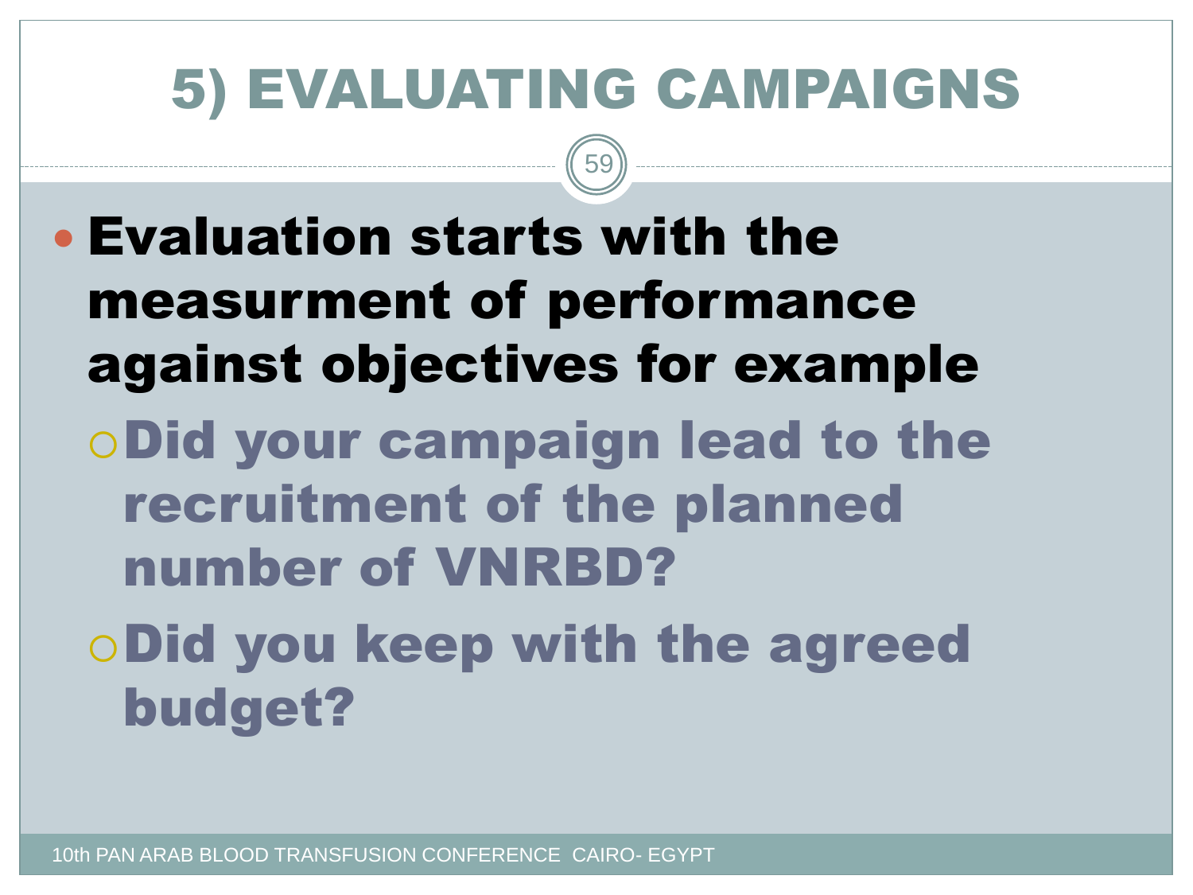# 5) EVALUATING CAMPAIGNS

- **Evaluation starts with the measurment of performance against objectives for example**
  - **Did your campaign lead to the recruitment of the planned number of VNRBD?**
  - **Did you keep with the agreed budget?**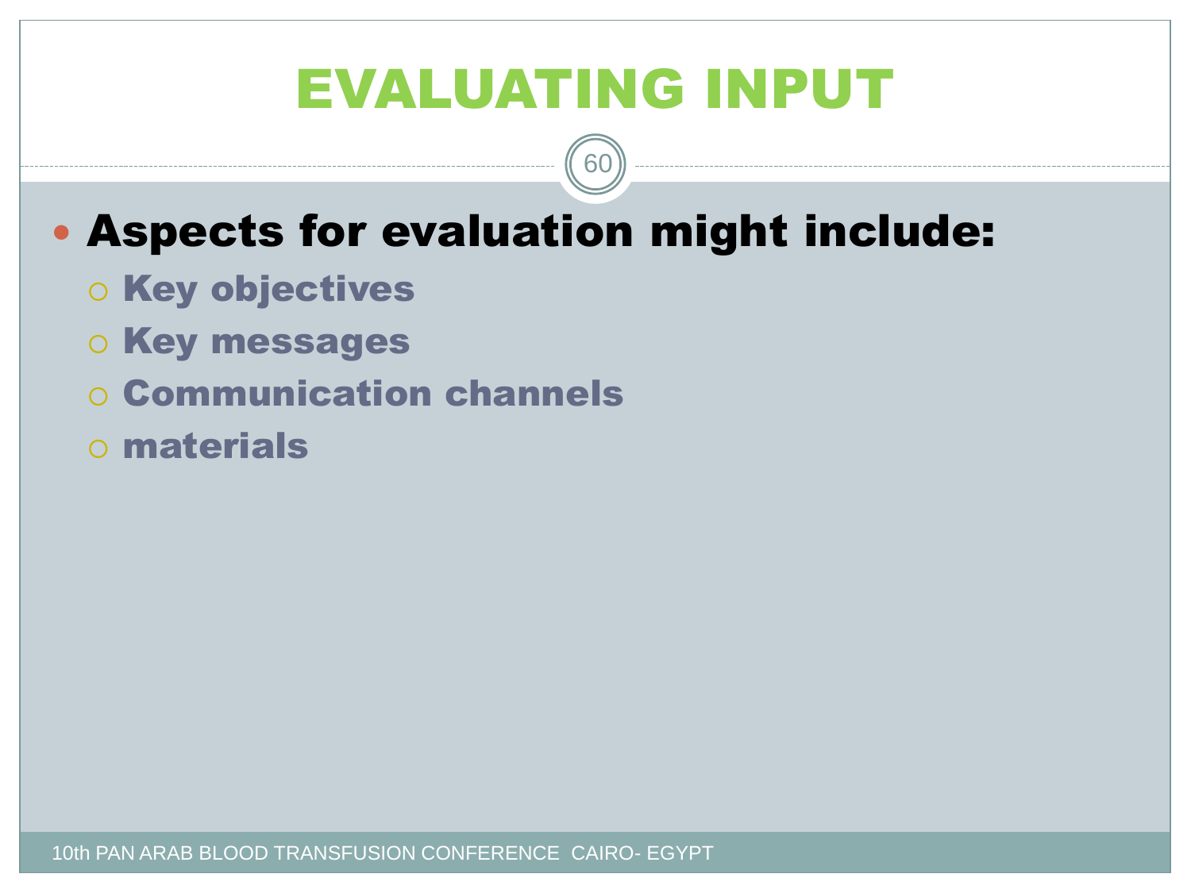# EVALUATING INPUT

- **Aspects for evaluation might include:**
  - **Key objectives**
  - **Key messages**
  - **Communication channels**
  - **materials**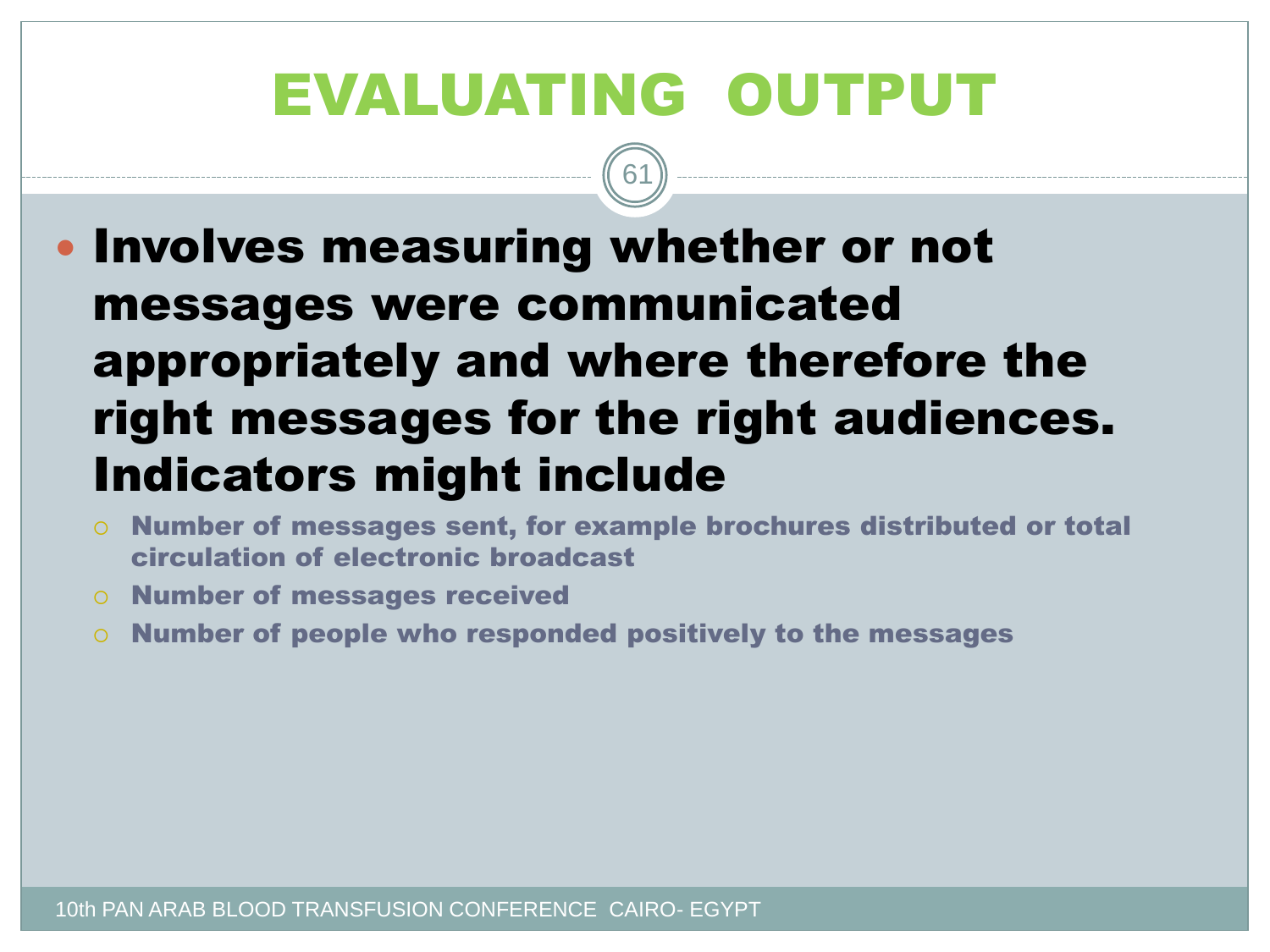# EVALUATING OUTPUT

- Involves measuring whether or not messages were communicated appropriately and where therefore the right messages for the right audiences. Indicators might include
  - Number of messages sent, for example brochures distributed or total circulation of electronic broadcast
  - Number of messages received
  - Number of people who responded positively to the messages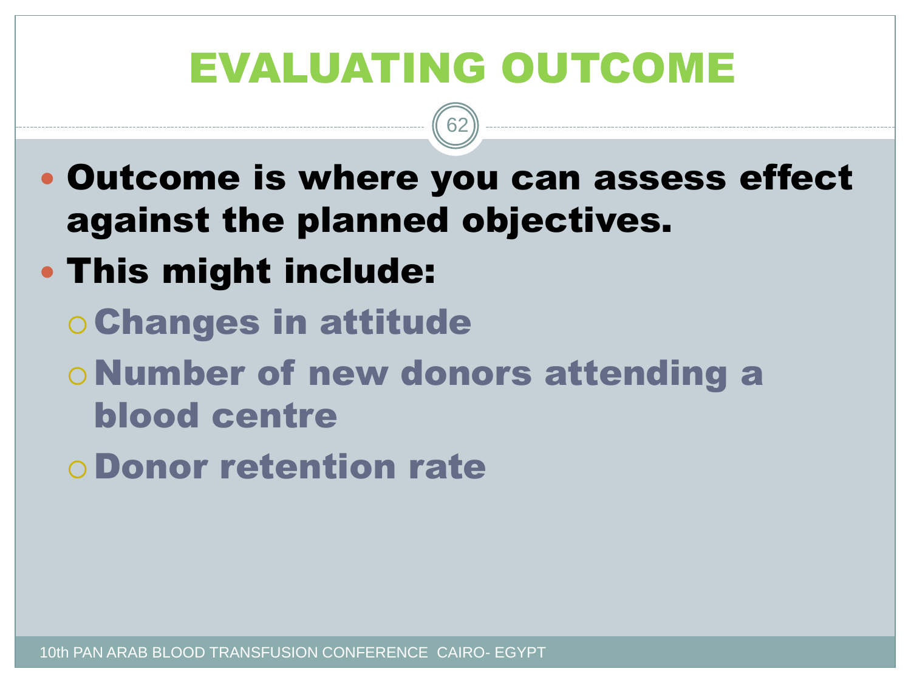# EVALUATING OUTCOME

- **Outcome is where you can assess effect against the planned objectives.**
- **This might include:**
  - **Changes in attitude**
  - **Number of new donors attending a blood centre**
  - **Donor retention rate**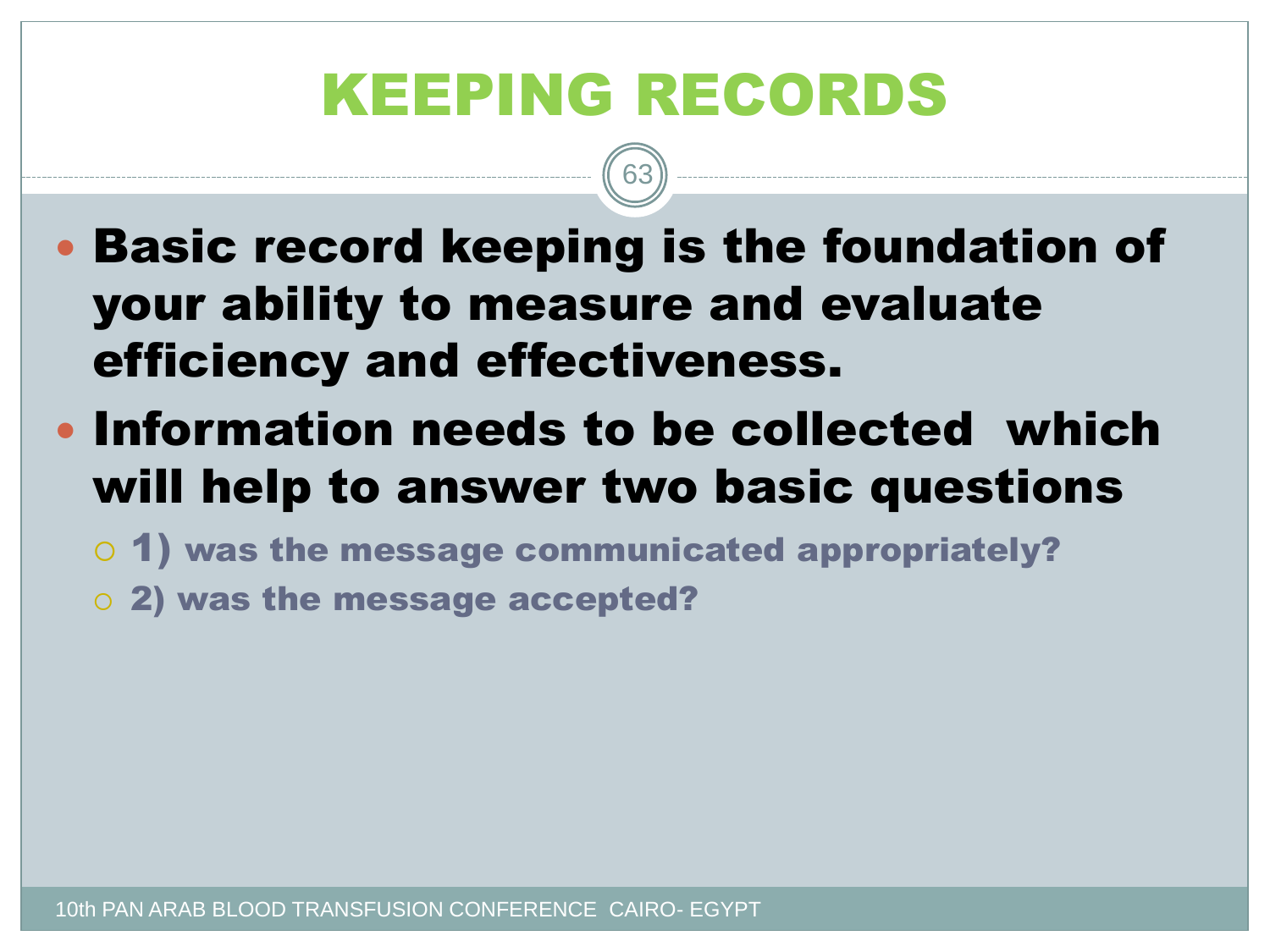# KEEPING RECORDS

- **Basic record keeping is the foundation of your ability to measure and evaluate efficiency and effectiveness.**
- **Information needs to be collected which will help to answer two basic questions**
  - **1) was the message communicated appropriately?**
  - **2) was the message accepted?**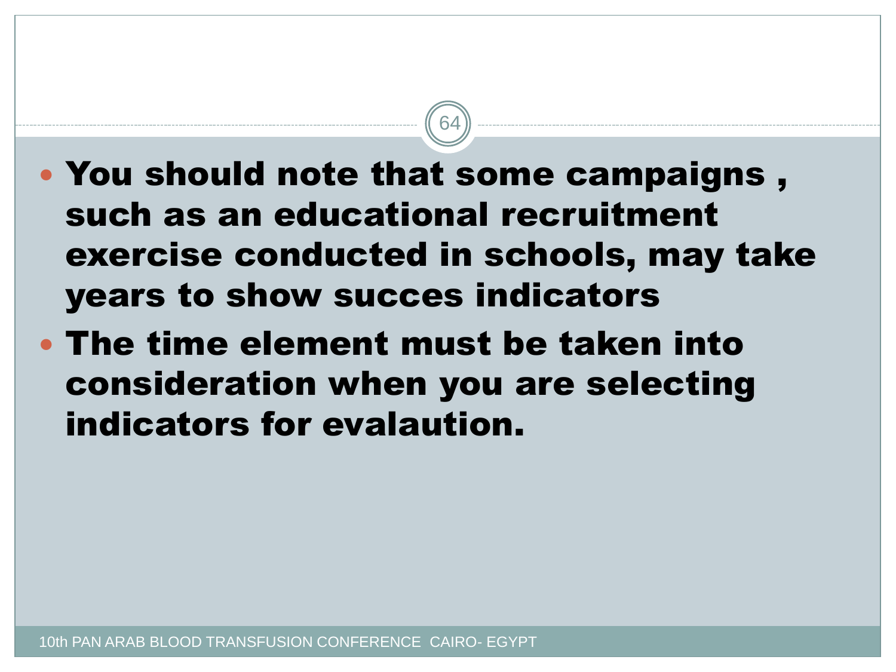- **You should note that some campaigns , such as an educational recruitment exercise conducted in schools, may take years to show succes indicators**
- **The time element must be taken into consideration when you are selecting indicators for evalaution.**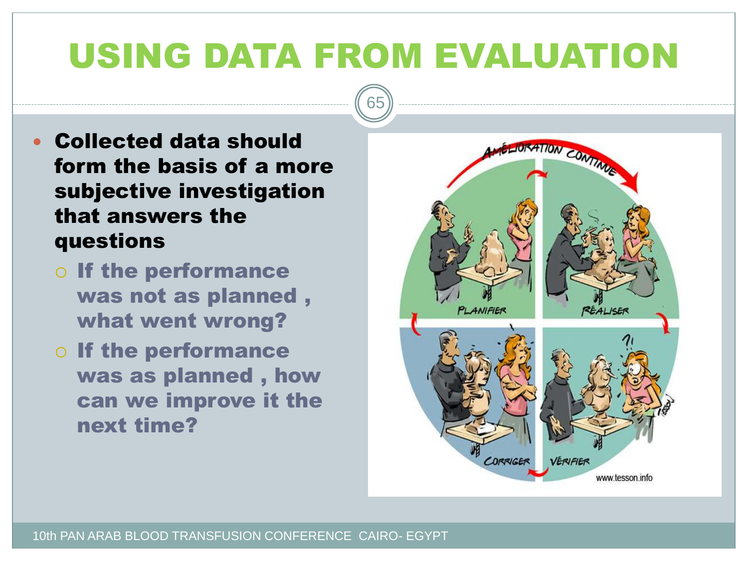# USING DATA FROM EVALUATION

- **Collected data should form the basis of a more subjective investigation that answers the questions**
  - **If the performance was not as planned , what went wrong?**
  - **If the performance was as planned , how can we improve it the next time?**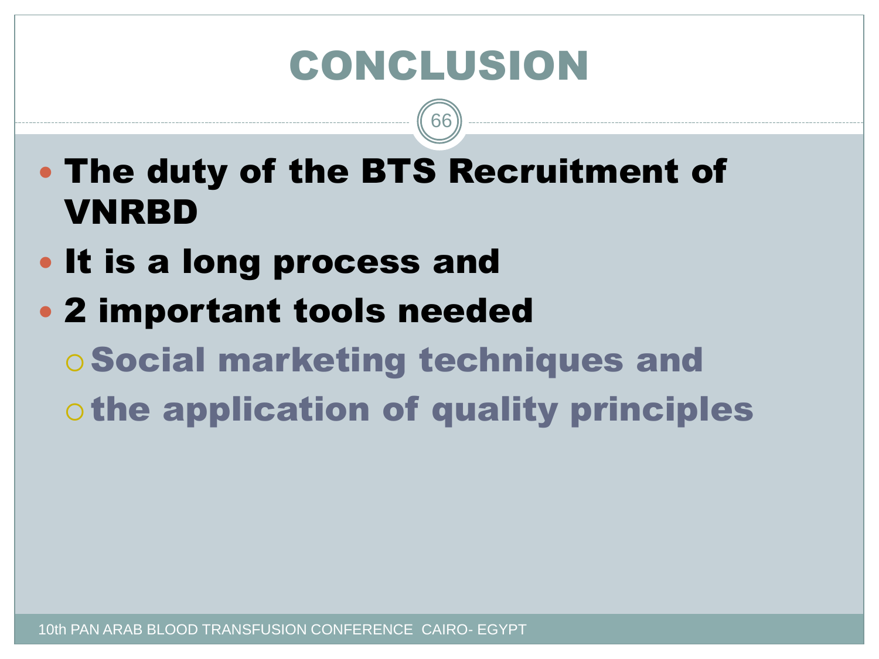# CONCLUSION

- **The duty of the BTS Recruitment of VNRBD**
- **It is a long process and**
- **2 important tools needed**
  - **Social marketing techniques and**
  - **the application of quality principles**